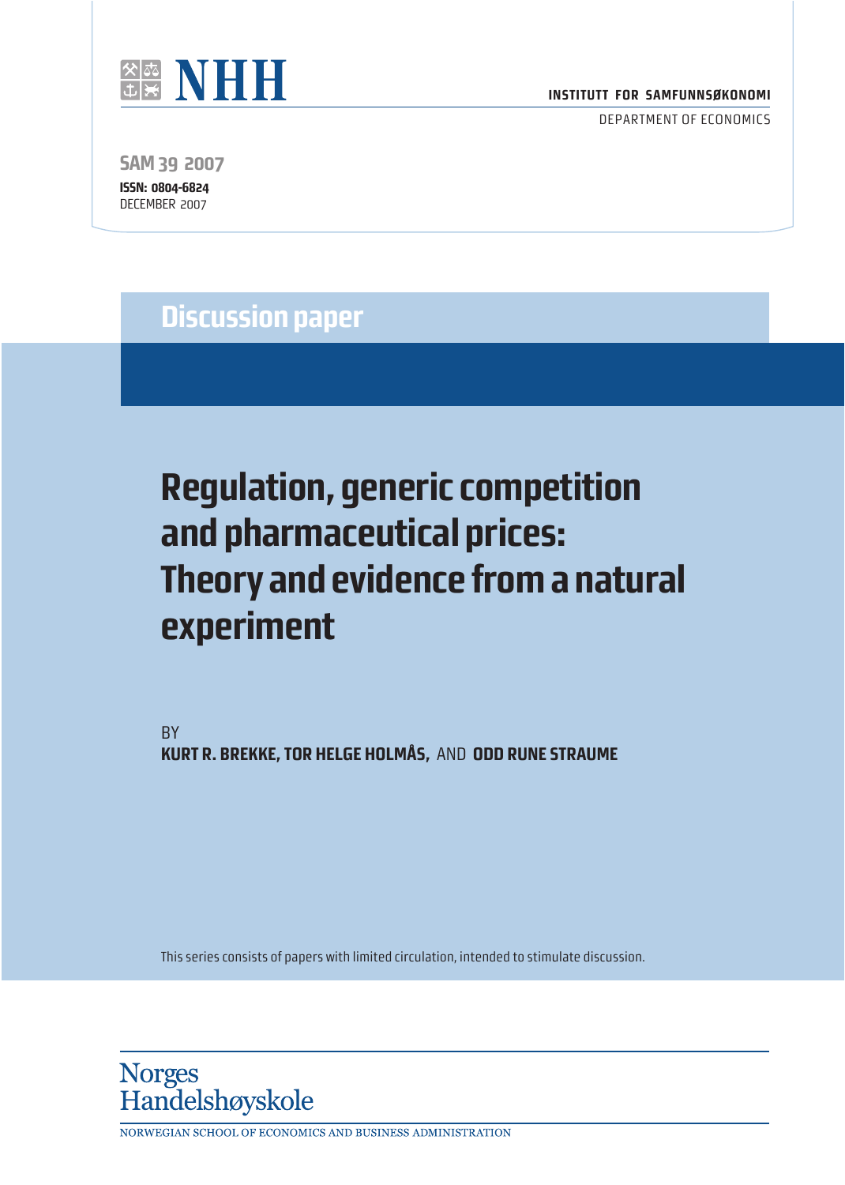NHH

INSTITUTT FOR SAMFUNNSØKONOMI

DEPARTMENT OF ECONOMICS

SAM 39 2007

**ISSN: 0804-6824**

DECEMBER 2007

**Discussion paper**

# Regulation, generic competition and pharmaceutical prices: Theory and evidence from a natural experiment

BY

**KURT R. BREKKE, TOR HELGE HOLMÅS,** AND **ODD RUNE STRAUME**

This series consists of papers with limited circulation, intended to stimulate discussion.

Norges Handelshøyskole

NORWEGIAN SCHOOL OF ECONOMICS AND BUSINESS ADMINISTRATION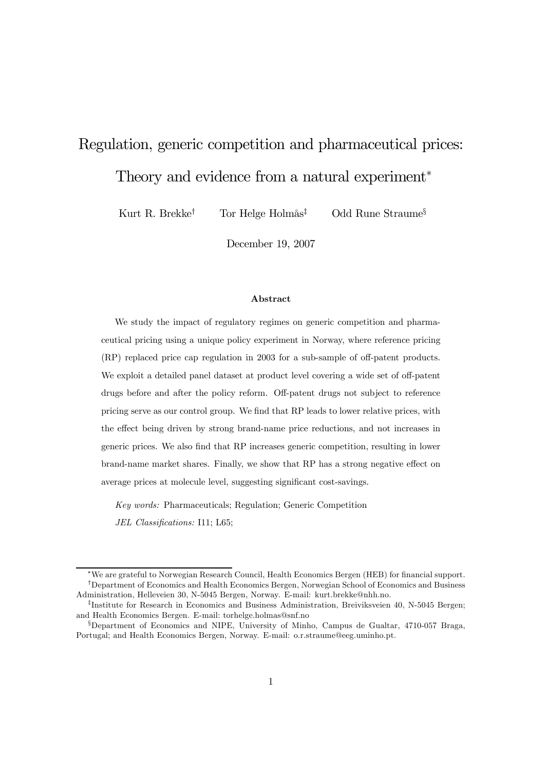# Regulation, generic competition and pharmaceutical prices: Theory and evidence from a natural experiment*

Kurt R. Brekke[†] Tor Helge Holmås[‡] Odd Rune Straume[§]

December 19, 2007

### Abstract

We study the impact of regulatory regimes on generic competition and pharmaceutical pricing using a unique policy experiment in Norway, where reference pricing (RP) replaced price cap regulation in 2003 for a sub-sample of off-patent products. We exploit a detailed panel dataset at product level covering a wide set of off-patent drugs before and after the policy reform. Off-patent drugs not subject to reference pricing serve as our control group. We find that RP leads to lower relative prices, with the effect being driven by strong brand-name price reductions, and not increases in generic prices. We also find that RP increases generic competition, resulting in lower brand-name market shares. Finally, we show that RP has a strong negative effect on average prices at molecule level, suggesting significant cost-savings.

*Key words:* Pharmaceuticals; Regulation; Generic Competition

*JEL Classifications:* I11; L65;

---

*We are grateful to Norwegian Research Council, Health Economics Bergen (HEB) for financial support.

[†]Department of Economics and Health Economics Bergen, Norwegian School of Economics and Business Administration, Helleveien 30, N-5045 Bergen, Norway. E-mail: kurt.brekke@nhh.no.

[‡]Institute for Research in Economics and Business Administration, Breiviksveien 40, N-5045 Bergen; and Health Economics Bergen. E-mail: torhelge.holmas@snf.no

[§]Department of Economics and NIPE, University of Minho, Campus de Gualtar, 4710-057 Braga, Portugal; and Health Economics Bergen, Norway. E-mail: o.r.straume@eeg.uminho.pt.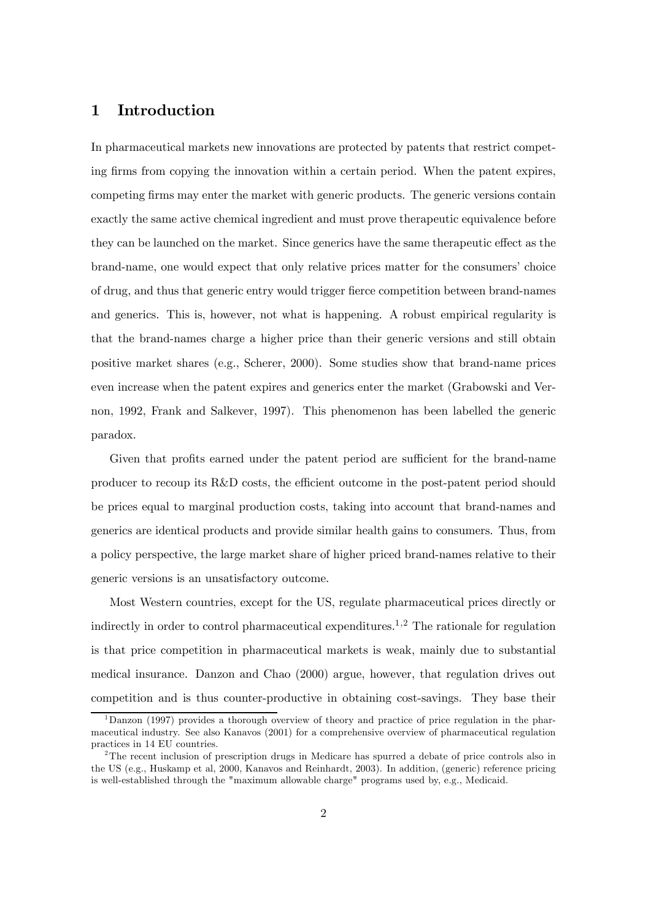# 1 Introduction

In pharmaceutical markets new innovations are protected by patents that restrict competing firms from copying the innovation within a certain period. When the patent expires, competing firms may enter the market with generic products. The generic versions contain exactly the same active chemical ingredient and must prove therapeutic equivalence before they can be launched on the market. Since generics have the same therapeutic effect as the brand-name, one would expect that only relative prices matter for the consumers' choice of drug, and thus that generic entry would trigger fierce competition between brand-names and generics. This is, however, not what is happening. A robust empirical regularity is that the brand-names charge a higher price than their generic versions and still obtain positive market shares (e.g., Scherer, 2000). Some studies show that brand-name prices even increase when the patent expires and generics enter the market (Grabowski and Vernon, 1992, Frank and Salkever, 1997). This phenomenon has been labelled the generic paradox.

Given that profits earned under the patent period are sufficient for the brand-name producer to recoup its R&D costs, the efficient outcome in the post-patent period should be prices equal to marginal production costs, taking into account that brand-names and generics are identical products and provide similar health gains to consumers. Thus, from a policy perspective, the large market share of higher priced brand-names relative to their generic versions is an unsatisfactory outcome.

Most Western countries, except for the US, regulate pharmaceutical prices directly or indirectly in order to control pharmaceutical expenditures.[1,2] The rationale for regulation is that price competition in pharmaceutical markets is weak, mainly due to substantial medical insurance. Danzon and Chao (2000) argue, however, that regulation drives out competition and is thus counter-productive in obtaining cost-savings. They base their

[1] Danzon (1997) provides a thorough overview of theory and practice of price regulation in the pharmaceutical industry. See also Kanavos (2001) for a comprehensive overview of pharmaceutical regulation practices in 14 EU countries.

[2] The recent inclusion of prescription drugs in Medicare has spurred a debate of price controls also in the US (e.g., Huskamp et al, 2000, Kanavos and Reinhardt, 2003). In addition, (generic) reference pricing is well-established through the "maximum allowable charge" programs used by, e.g., Medicaid.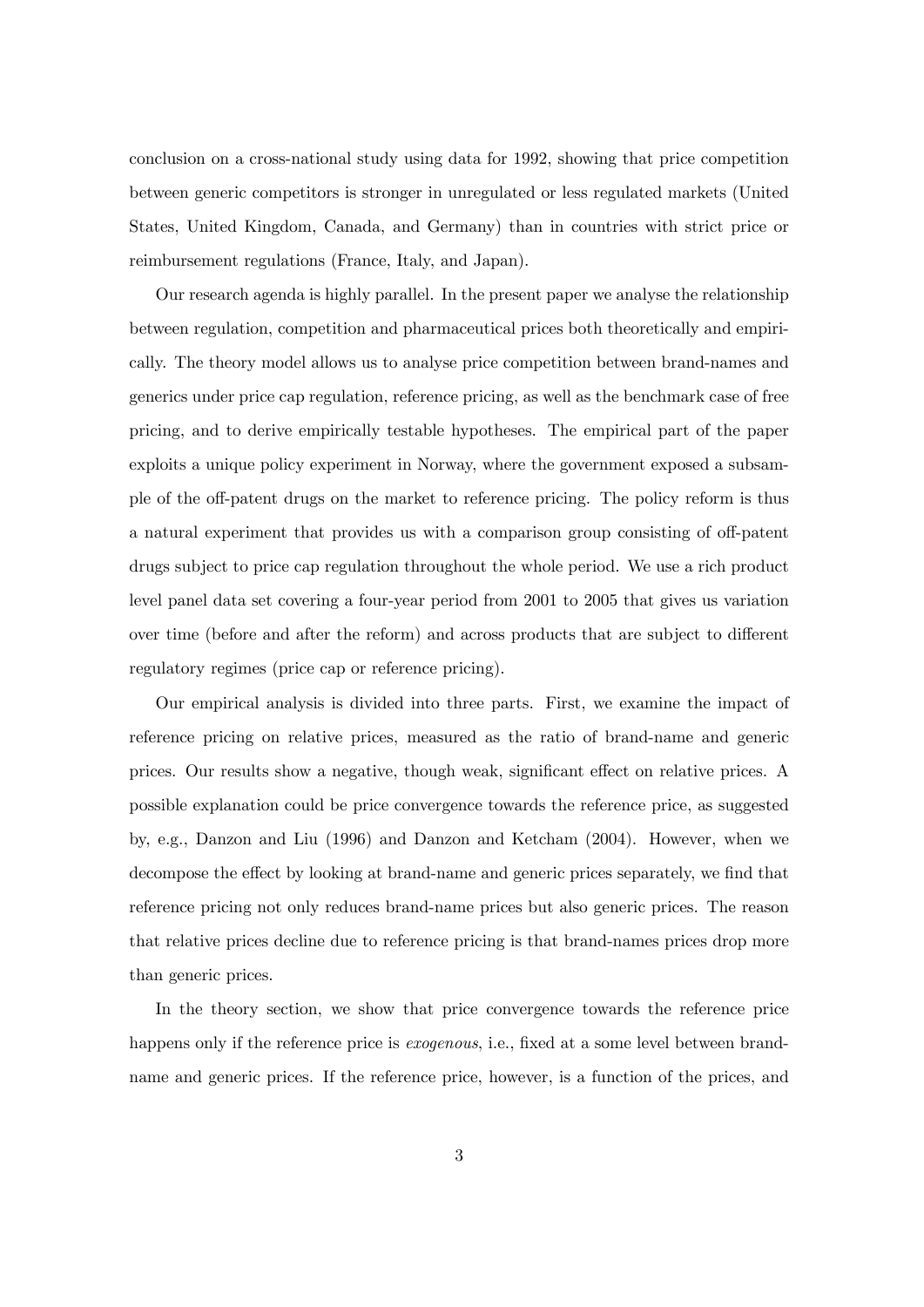conclusion on a cross-national study using data for 1992, showing that price competition between generic competitors is stronger in unregulated or less regulated markets (United States, United Kingdom, Canada, and Germany) than in countries with strict price or reimbursement regulations (France, Italy, and Japan).

Our research agenda is highly parallel. In the present paper we analyse the relationship between regulation, competition and pharmaceutical prices both theoretically and empirically. The theory model allows us to analyse price competition between brand-names and generics under price cap regulation, reference pricing, as well as the benchmark case of free pricing, and to derive empirically testable hypotheses. The empirical part of the paper exploits a unique policy experiment in Norway, where the government exposed a subsample of the off-patent drugs on the market to reference pricing. The policy reform is thus a natural experiment that provides us with a comparison group consisting of off-patent drugs subject to price cap regulation throughout the whole period. We use a rich product level panel data set covering a four-year period from 2001 to 2005 that gives us variation over time (before and after the reform) and across products that are subject to different regulatory regimes (price cap or reference pricing).

Our empirical analysis is divided into three parts. First, we examine the impact of reference pricing on relative prices, measured as the ratio of brand-name and generic prices. Our results show a negative, though weak, significant effect on relative prices. A possible explanation could be price convergence towards the reference price, as suggested by, e.g., Danzon and Liu (1996) and Danzon and Ketcham (2004). However, when we decompose the effect by looking at brand-name and generic prices separately, we find that reference pricing not only reduces brand-name prices but also generic prices. The reason that relative prices decline due to reference pricing is that brand-names prices drop more than generic prices.

In the theory section, we show that price convergence towards the reference price happens only if the reference price is *exogenous*, i.e., fixed at a some level between brand-name and generic prices. If the reference price, however, is a function of the prices, and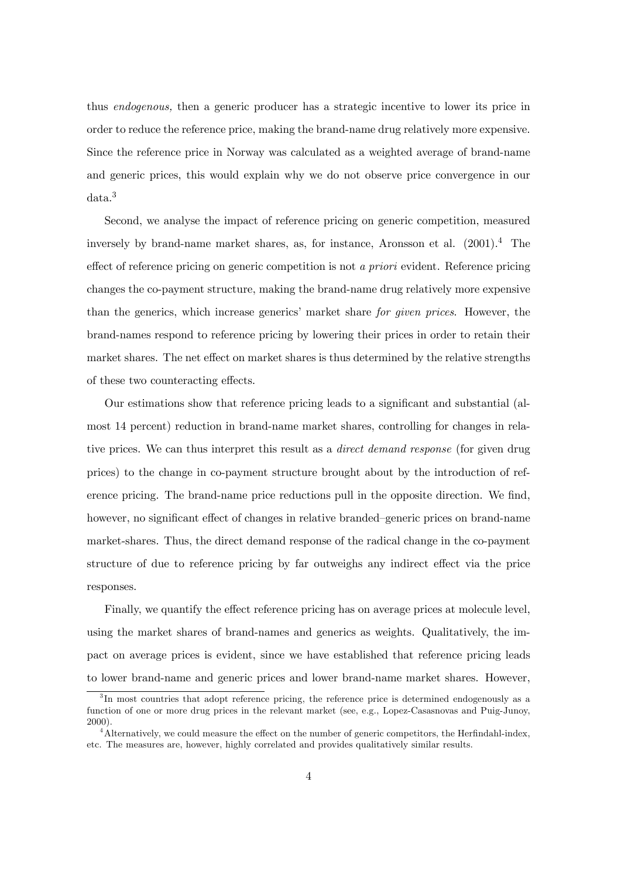thus *endogenous,* then a generic producer has a strategic incentive to lower its price in order to reduce the reference price, making the brand-name drug relatively more expensive. Since the reference price in Norway was calculated as a weighted average of brand-name and generic prices, this would explain why we do not observe price convergence in our data.[3]

Second, we analyse the impact of reference pricing on generic competition, measured inversely by brand-name market shares, as, for instance, Aronsson et al. (2001).[4] The effect of reference pricing on generic competition is not *a priori* evident. Reference pricing changes the co-payment structure, making the brand-name drug relatively more expensive than the generics, which increase generics' market share *for given prices*. However, the brand-names respond to reference pricing by lowering their prices in order to retain their market shares. The net effect on market shares is thus determined by the relative strengths of these two counteracting effects.

Our estimations show that reference pricing leads to a significant and substantial (almost 14 percent) reduction in brand-name market shares, controlling for changes in relative prices. We can thus interpret this result as a *direct demand response* (for given drug prices) to the change in co-payment structure brought about by the introduction of reference pricing. The brand-name price reductions pull in the opposite direction. We find, however, no significant effect of changes in relative branded–generic prices on brand-name market-shares. Thus, the direct demand response of the radical change in the co-payment structure of due to reference pricing by far outweighs any indirect effect via the price responses.

Finally, we quantify the effect reference pricing has on average prices at molecule level, using the market shares of brand-names and generics as weights. Qualitatively, the impact on average prices is evident, since we have established that reference pricing leads to lower brand-name and generic prices and lower brand-name market shares. However,

[3] In most countries that adopt reference pricing, the reference price is determined endogenously as a function of one or more drug prices in the relevant market (see, e.g., Lopez-Casasnovas and Puig-Junoy, 2000).

[4] Alternatively, we could measure the effect on the number of generic competitors, the Herfindahl-index, etc. The measures are, however, highly correlated and provides qualitatively similar results.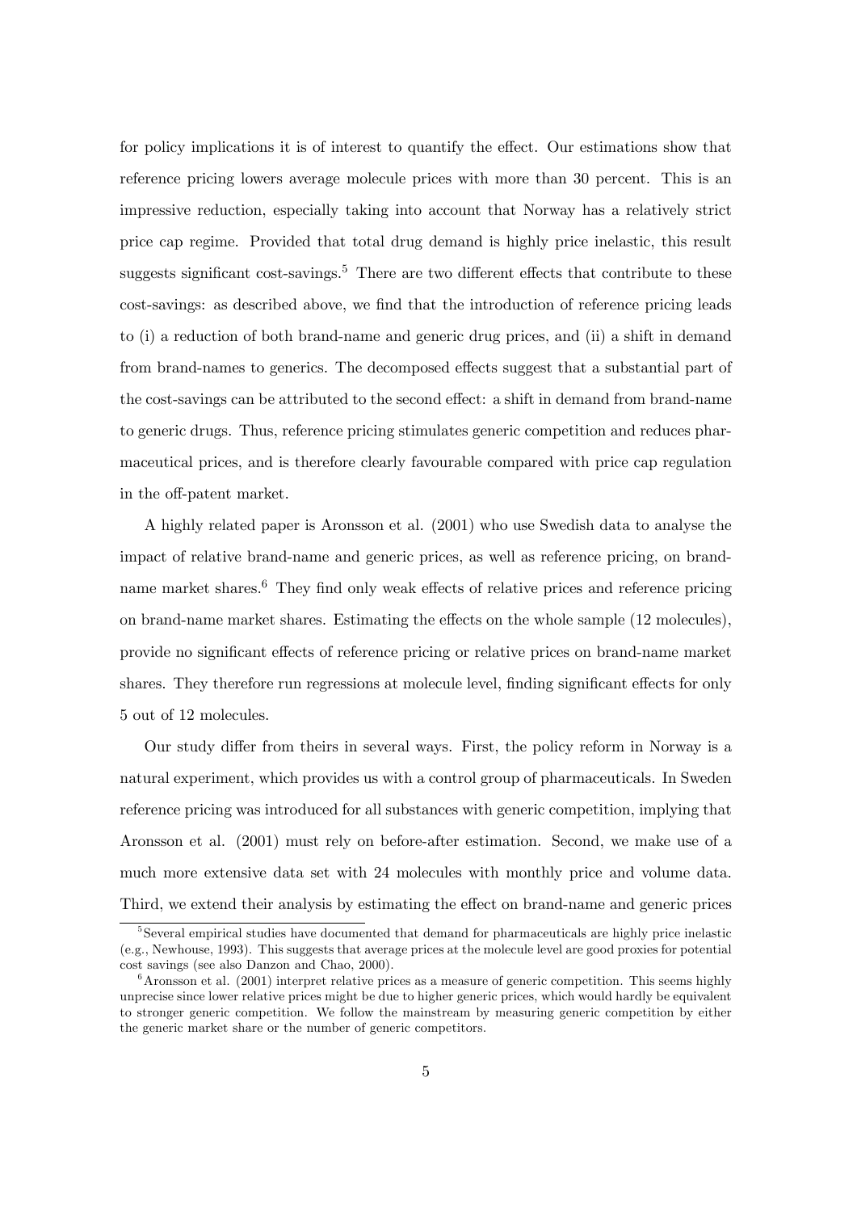for policy implications it is of interest to quantify the effect. Our estimations show that reference pricing lowers average molecule prices with more than 30 percent. This is an impressive reduction, especially taking into account that Norway has a relatively strict price cap regime. Provided that total drug demand is highly price inelastic, this result suggests significant cost-savings.[5] There are two different effects that contribute to these cost-savings: as described above, we find that the introduction of reference pricing leads to (i) a reduction of both brand-name and generic drug prices, and (ii) a shift in demand from brand-names to generics. The decomposed effects suggest that a substantial part of the cost-savings can be attributed to the second effect: a shift in demand from brand-name to generic drugs. Thus, reference pricing stimulates generic competition and reduces pharmaceutical prices, and is therefore clearly favourable compared with price cap regulation in the off-patent market.

A highly related paper is Aronsson et al. (2001) who use Swedish data to analyse the impact of relative brand-name and generic prices, as well as reference pricing, on brand-name market shares.[6] They find only weak effects of relative prices and reference pricing on brand-name market shares. Estimating the effects on the whole sample (12 molecules), provide no significant effects of reference pricing or relative prices on brand-name market shares. They therefore run regressions at molecule level, finding significant effects for only 5 out of 12 molecules.

Our study differ from theirs in several ways. First, the policy reform in Norway is a natural experiment, which provides us with a control group of pharmaceuticals. In Sweden reference pricing was introduced for all substances with generic competition, implying that Aronsson et al. (2001) must rely on before-after estimation. Second, we make use of a much more extensive data set with 24 molecules with monthly price and volume data. Third, we extend their analysis by estimating the effect on brand-name and generic prices

[5] Several empirical studies have documented that demand for pharmaceuticals are highly price inelastic (e.g., Newhouse, 1993). This suggests that average prices at the molecule level are good proxies for potential cost savings (see also Danzon and Chao, 2000).

[6] Aronsson et al. (2001) interpret relative prices as a measure of generic competition. This seems highly unprecise since lower relative prices might be due to higher generic prices, which would hardly be equivalent to stronger generic competition. We follow the mainstream by measuring generic competition by either the generic market share or the number of generic competitors.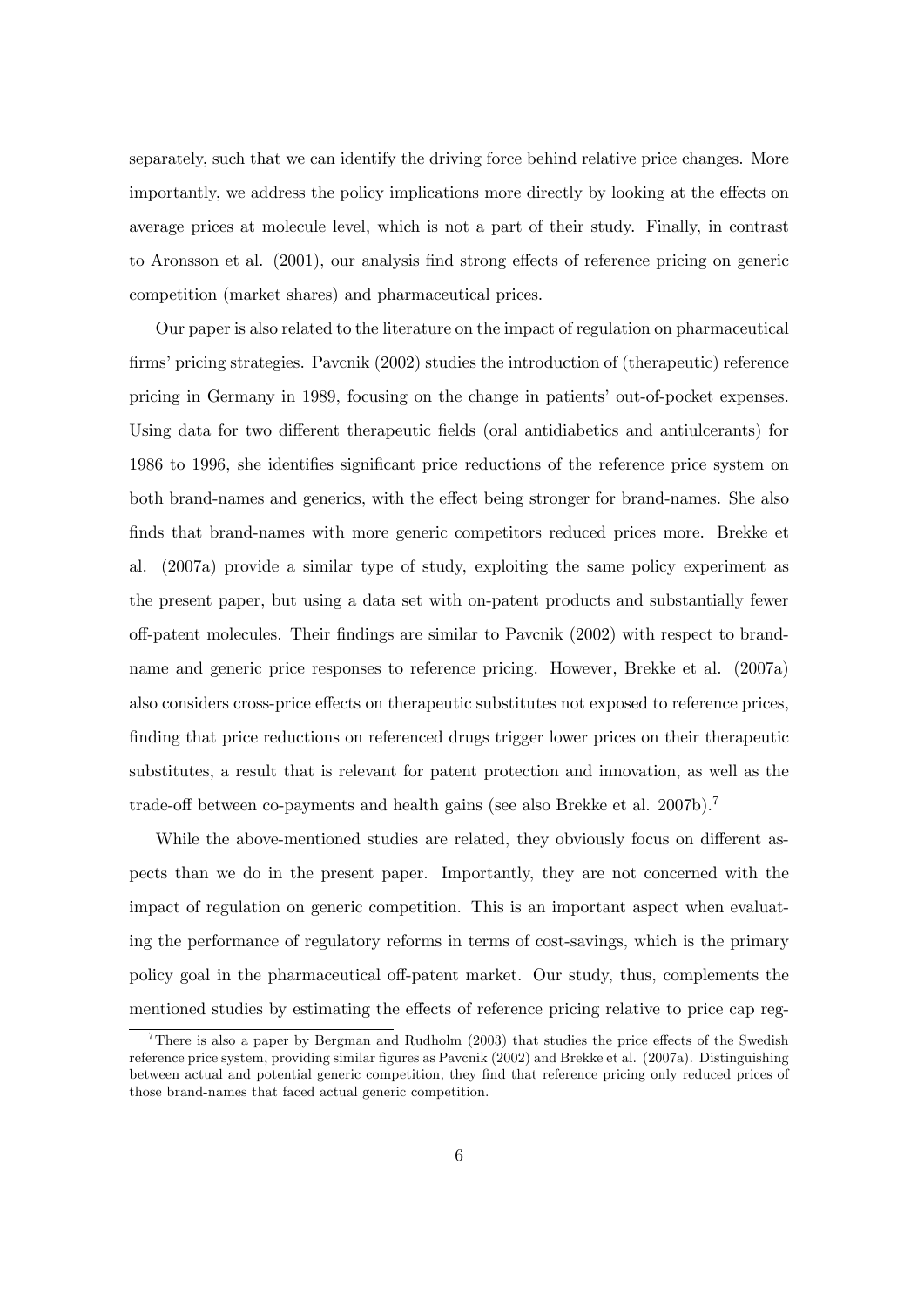separately, such that we can identify the driving force behind relative price changes. More importantly, we address the policy implications more directly by looking at the effects on average prices at molecule level, which is not a part of their study. Finally, in contrast to Aronsson et al. (2001), our analysis find strong effects of reference pricing on generic competition (market shares) and pharmaceutical prices.

Our paper is also related to the literature on the impact of regulation on pharmaceutical firms' pricing strategies. Pavcnik (2002) studies the introduction of (therapeutic) reference pricing in Germany in 1989, focusing on the change in patients' out-of-pocket expenses. Using data for two different therapeutic fields (oral antidiabetics and antiulcerants) for 1986 to 1996, she identifies significant price reductions of the reference price system on both brand-names and generics, with the effect being stronger for brand-names. She also finds that brand-names with more generic competitors reduced prices more. Brekke et al. (2007a) provide a similar type of study, exploiting the same policy experiment as the present paper, but using a data set with on-patent products and substantially fewer off-patent molecules. Their findings are similar to Pavcnik (2002) with respect to brand-name and generic price responses to reference pricing. However, Brekke et al. (2007a) also considers cross-price effects on therapeutic substitutes not exposed to reference prices, finding that price reductions on referenced drugs trigger lower prices on their therapeutic substitutes, a result that is relevant for patent protection and innovation, as well as the trade-off between co-payments and health gains (see also Brekke et al. 2007b).[7]

While the above-mentioned studies are related, they obviously focus on different aspects than we do in the present paper. Importantly, they are not concerned with the impact of regulation on generic competition. This is an important aspect when evaluating the performance of regulatory reforms in terms of cost-savings, which is the primary policy goal in the pharmaceutical off-patent market. Our study, thus, complements the mentioned studies by estimating the effects of reference pricing relative to price cap reg-

[7] There is also a paper by Bergman and Rudholm (2003) that studies the price effects of the Swedish reference price system, providing similar figures as Pavcnik (2002) and Brekke et al. (2007a). Distinguishing between actual and potential generic competition, they find that reference pricing only reduced prices of those brand-names that faced actual generic competition.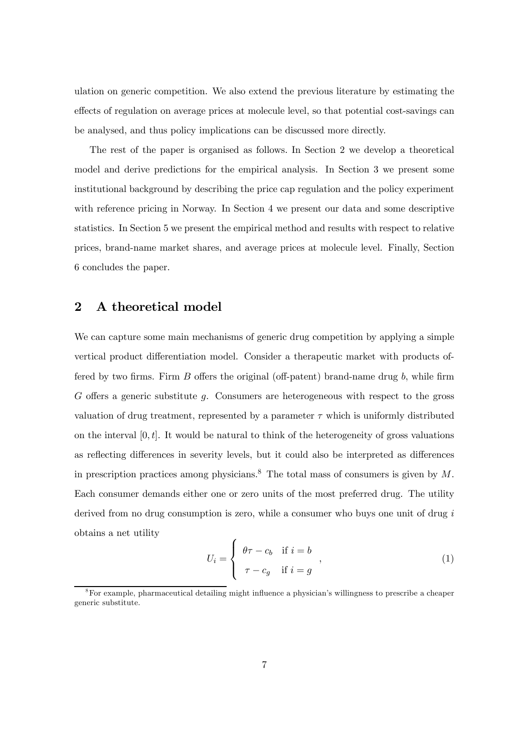ulation on generic competition. We also extend the previous literature by estimating the effects of regulation on average prices at molecule level, so that potential cost-savings can be analysed, and thus policy implications can be discussed more directly.

The rest of the paper is organised as follows. In Section 2 we develop a theoretical model and derive predictions for the empirical analysis. In Section 3 we present some institutional background by describing the price cap regulation and the policy experiment with reference pricing in Norway. In Section 4 we present our data and some descriptive statistics. In Section 5 we present the empirical method and results with respect to relative prices, brand-name market shares, and average prices at molecule level. Finally, Section 6 concludes the paper.

## 2 A theoretical model

We can capture some main mechanisms of generic drug competition by applying a simple vertical product differentiation model. Consider a therapeutic market with products offered by two firms. Firm $B$ offers the original (off-patent) brand-name drug $b$, while firm $G$ offers a generic substitute $g$. Consumers are heterogeneous with respect to the gross valuation of drug treatment, represented by a parameter $\tau$ which is uniformly distributed on the interval $[0, t]$. It would be natural to think of the heterogeneity of gross valuations as reflecting differences in severity levels, but it could also be interpreted as differences in prescription practices among physicians.[8] The total mass of consumers is given by $M$. Each consumer demands either one or zero units of the most preferred drug. The utility derived from no drug consumption is zero, while a consumer who buys one unit of drug $i$ obtains a net utility

$$U_i = \begin{cases} \theta\tau - c_b & \text{if } i = b \\ \tau - c_g & \text{if } i = g \end{cases}, \tag{1}$$

[8] For example, pharmaceutical detailing might influence a physician's willingness to prescribe a cheaper generic substitute.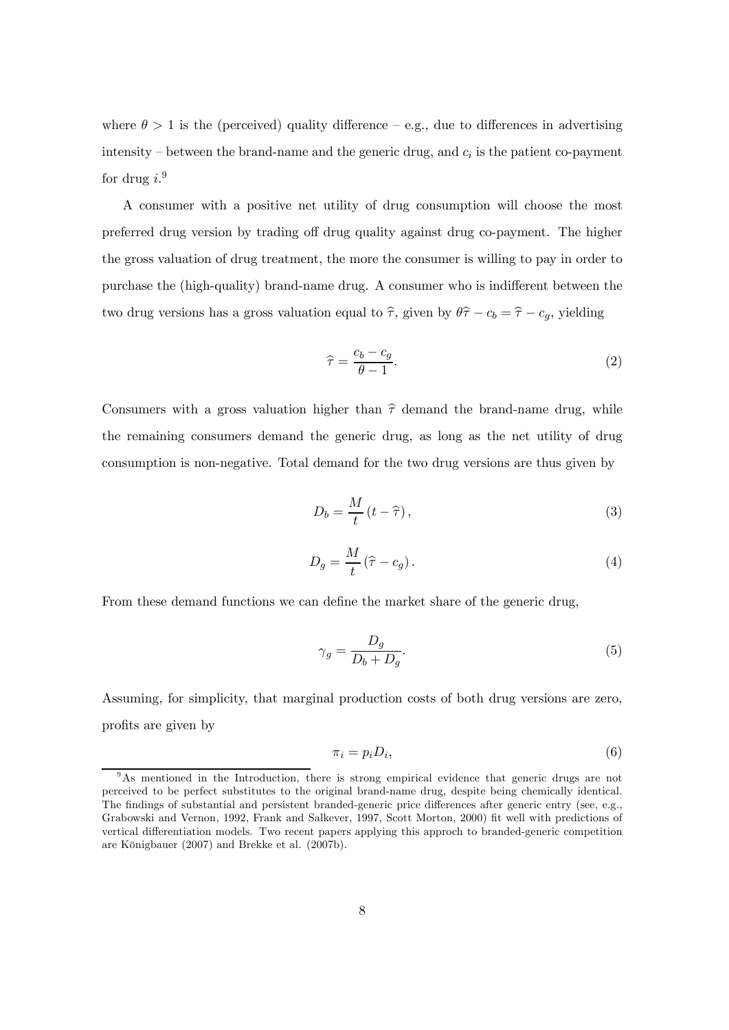where $\theta > 1$ is the (perceived) quality difference – e.g., due to differences in advertising intensity – between the brand-name and the generic drug, and $c_i$ is the patient co-payment for drug $i$.[9]

A consumer with a positive net utility of drug consumption will choose the most preferred drug version by trading off drug quality against drug co-payment. The higher the gross valuation of drug treatment, the more the consumer is willing to pay in order to purchase the (high-quality) brand-name drug. A consumer who is indifferent between the two drug versions has a gross valuation equal to $\widehat{\tau}$, given by $\theta\widehat{\tau} - c_b = \widehat{\tau} - c_g$, yielding

$$\widehat{\tau} = \frac{c_b - c_g}{\theta - 1}. \tag{2}$$

Consumers with a gross valuation higher than $\widehat{\tau}$ demand the brand-name drug, while the remaining consumers demand the generic drug, as long as the net utility of drug consumption is non-negative. Total demand for the two drug versions are thus given by

$$D_b = \frac{M}{t}\left(t - \widehat{\tau}\right), \tag{3}$$

$$D_g = \frac{M}{t}\left(\widehat{\tau} - c_g\right). \tag{4}$$

From these demand functions we can define the market share of the generic drug,

$$\gamma_g = \frac{D_g}{D_b + D_g}. \tag{5}$$

Assuming, for simplicity, that marginal production costs of both drug versions are zero, profits are given by

$$\pi_i = p_i D_i, \tag{6}$$

[9] As mentioned in the Introduction, there is strong empirical evidence that generic drugs are not perceived to be perfect substitutes to the original brand-name drug, despite being chemically identical. The findings of substantial and persistent branded-generic price differences after generic entry (see, e.g., Grabowski and Vernon, 1992, Frank and Salkever, 1997, Scott Morton, 2000) fit well with predictions of vertical differentiation models. Two recent papers applying this approch to branded-generic competition are Königbauer (2007) and Brekke et al. (2007b).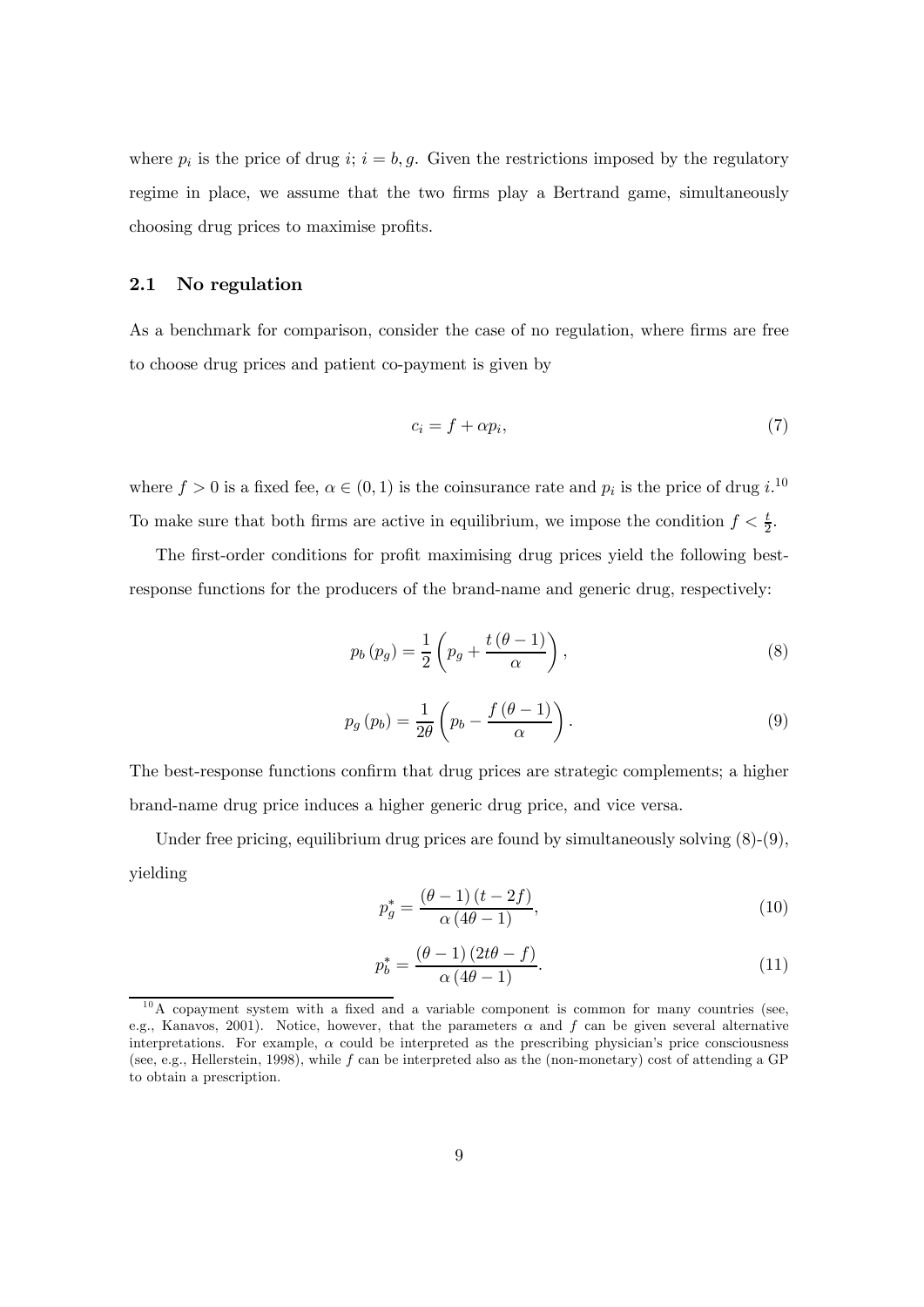where $p_i$ is the price of drug $i$; $i = b, g$. Given the restrictions imposed by the regulatory regime in place, we assume that the two firms play a Bertrand game, simultaneously choosing drug prices to maximise profits.

### 2.1 No regulation

As a benchmark for comparison, consider the case of no regulation, where firms are free to choose drug prices and patient co-payment is given by

$$c_i = f + \alpha p_i, \tag{7}$$

where $f > 0$ is a fixed fee, $\alpha \in (0, 1)$ is the coinsurance rate and $p_i$ is the price of drug $i$.[10] To make sure that both firms are active in equilibrium, we impose the condition $f < \frac{t}{2}$.

The first-order conditions for profit maximising drug prices yield the following best-response functions for the producers of the brand-name and generic drug, respectively:

$$p_b\left(p_g\right) = \frac{1}{2}\left(p_g + \frac{t\left(\theta - 1\right)}{\alpha}\right), \tag{8}$$

$$p_g\left(p_b\right) = \frac{1}{2\theta}\left(p_b - \frac{f\left(\theta - 1\right)}{\alpha}\right). \tag{9}$$

The best-response functions confirm that drug prices are strategic complements; a higher brand-name drug price induces a higher generic drug price, and vice versa.

Under free pricing, equilibrium drug prices are found by simultaneously solving (8)-(9), yielding

$$p_g^* = \frac{\left(\theta - 1\right)\left(t - 2f\right)}{\alpha\left(4\theta - 1\right)}, \tag{10}$$

$$p_b^* = \frac{\left(\theta - 1\right)\left(2t\theta - f\right)}{\alpha\left(4\theta - 1\right)}. \tag{11}$$

[10] A copayment system with a fixed and a variable component is common for many countries (see, e.g., Kanavos, 2001). Notice, however, that the parameters $\alpha$ and $f$ can be given several alternative interpretations. For example, $\alpha$ could be interpreted as the prescribing physician's price consciousness (see, e.g., Hellerstein, 1998), while $f$ can be interpreted also as the (non-monetary) cost of attending a GP to obtain a prescription.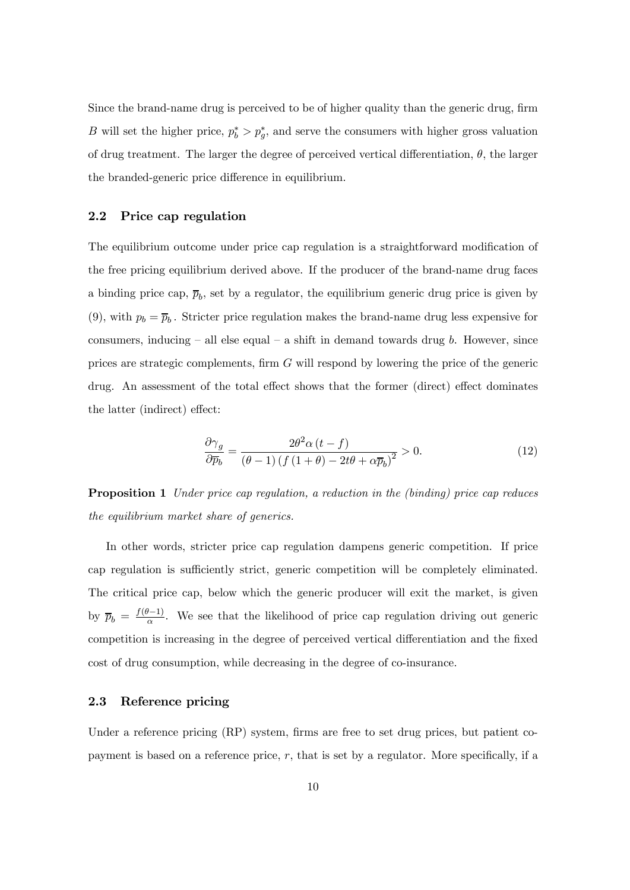Since the brand-name drug is perceived to be of higher quality than the generic drug, firm $B$ will set the higher price, $p_b^* > p_g^*$, and serve the consumers with higher gross valuation of drug treatment. The larger the degree of perceived vertical differentiation, $\theta$, the larger the branded-generic price difference in equilibrium.

## 2.2 Price cap regulation

The equilibrium outcome under price cap regulation is a straightforward modification of the free pricing equilibrium derived above. If the producer of the brand-name drug faces a binding price cap, $\overline{p}_b$, set by a regulator, the equilibrium generic drug price is given by (9), with $p_b = \overline{p}_b$. Stricter price regulation makes the brand-name drug less expensive for consumers, inducing – all else equal – a shift in demand towards drug $b$. However, since prices are strategic complements, firm $G$ will respond by lowering the price of the generic drug. An assessment of the total effect shows that the former (direct) effect dominates the latter (indirect) effect:

$$\frac{\partial \gamma_g}{\partial \overline{p}_b} = \frac{2\theta^2 \alpha (t - f)}{(\theta - 1)\left(f(1 + \theta) - 2t\theta + \alpha \overline{p}_b\right)^2} > 0. \tag{12}$$

**Proposition 1** *Under price cap regulation, a reduction in the (binding) price cap reduces the equilibrium market share of generics.*

In other words, stricter price cap regulation dampens generic competition. If price cap regulation is sufficiently strict, generic competition will be completely eliminated. The critical price cap, below which the generic producer will exit the market, is given by $\overline{p}_b = \frac{f(\theta-1)}{\alpha}$. We see that the likelihood of price cap regulation driving out generic competition is increasing in the degree of perceived vertical differentiation and the fixed cost of drug consumption, while decreasing in the degree of co-insurance.

## 2.3 Reference pricing

Under a reference pricing (RP) system, firms are free to set drug prices, but patient co-payment is based on a reference price, $r$, that is set by a regulator. More specifically, if a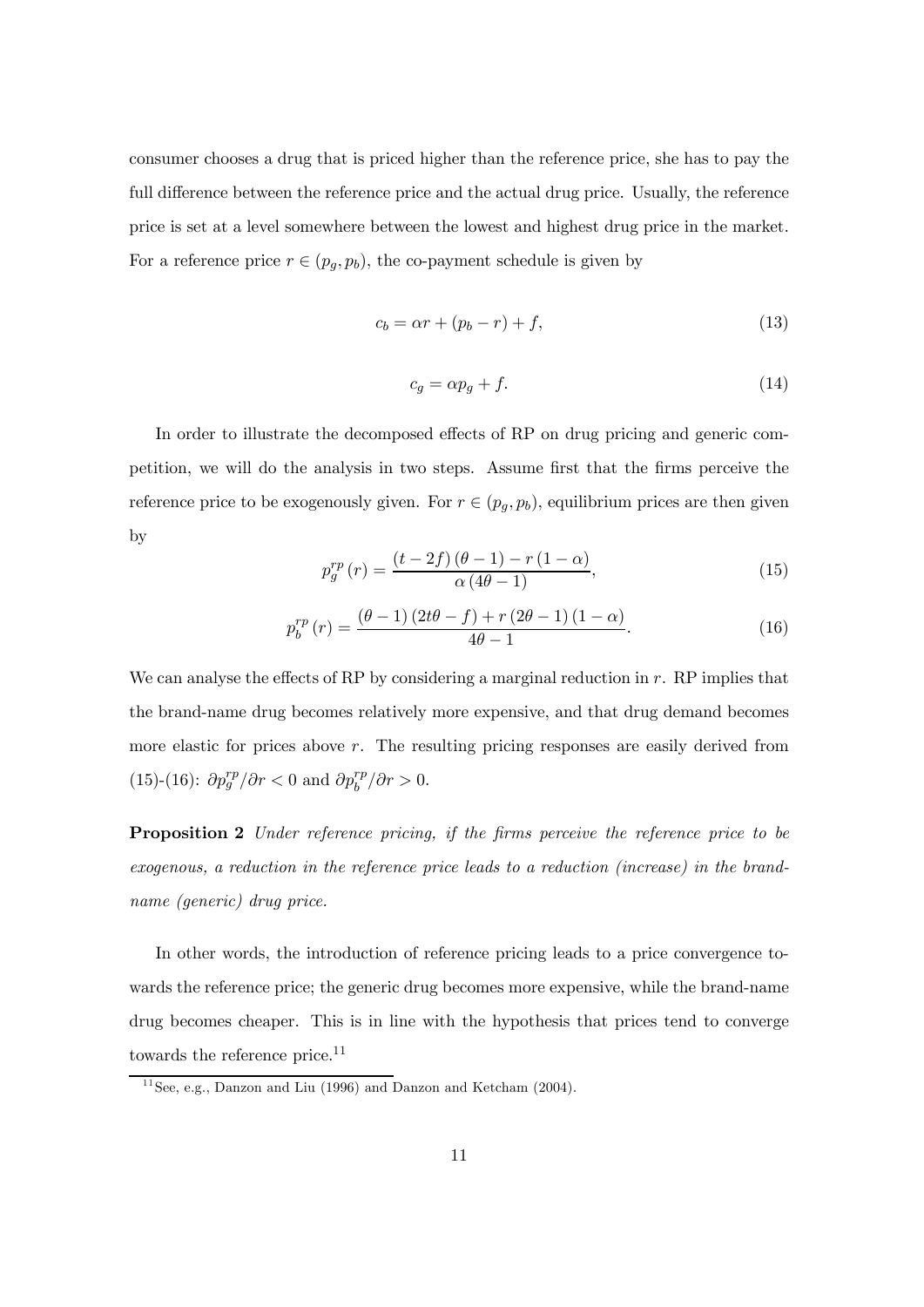consumer chooses a drug that is priced higher than the reference price, she has to pay the full difference between the reference price and the actual drug price. Usually, the reference price is set at a level somewhere between the lowest and highest drug price in the market. For a reference price $r \in (p_g, p_b)$, the co-payment schedule is given by

$$c_b = \alpha r + (p_b - r) + f, \tag{13}$$

$$c_g = \alpha p_g + f. \tag{14}$$

In order to illustrate the decomposed effects of RP on drug pricing and generic competition, we will do the analysis in two steps. Assume first that the firms perceive the reference price to be exogenously given. For $r \in (p_g, p_b)$, equilibrium prices are then given by

$$p_g^{rp}(r) = \frac{(t - 2f)(\theta - 1) - r(1 - \alpha)}{\alpha(4\theta - 1)}, \tag{15}$$

$$p_b^{rp}(r) = \frac{(\theta - 1)(2t\theta - f) + r(2\theta - 1)(1 - \alpha)}{4\theta - 1}. \tag{16}$$

We can analyse the effects of RP by considering a marginal reduction in $r$. RP implies that the brand-name drug becomes relatively more expensive, and that drug demand becomes more elastic for prices above $r$. The resulting pricing responses are easily derived from (15)-(16): $\partial p_g^{rp}/\partial r < 0$ and $\partial p_b^{rp}/\partial r > 0$.

**Proposition 2** *Under reference pricing, if the firms perceive the reference price to be exogenous, a reduction in the reference price leads to a reduction (increase) in the brand-name (generic) drug price.*

In other words, the introduction of reference pricing leads to a price convergence towards the reference price; the generic drug becomes more expensive, while the brand-name drug becomes cheaper. This is in line with the hypothesis that prices tend to converge towards the reference price.[11]

[11] See, e.g., Danzon and Liu (1996) and Danzon and Ketcham (2004).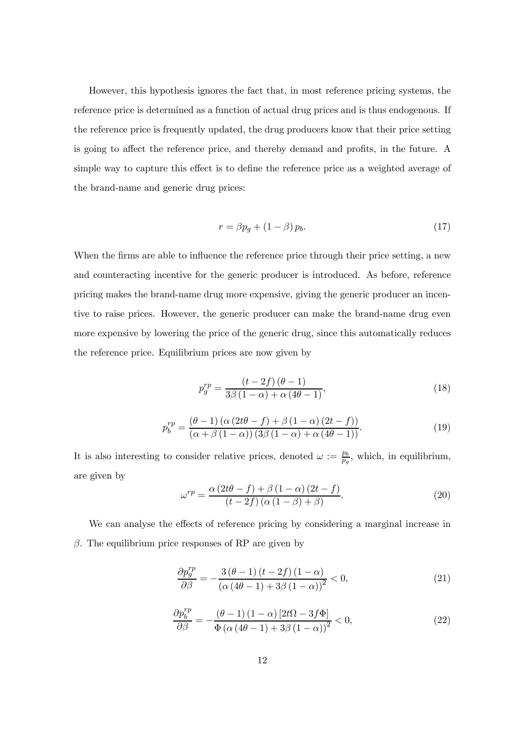However, this hypothesis ignores the fact that, in most reference pricing systems, the reference price is determined as a function of actual drug prices and is thus endogenous. If the reference price is frequently updated, the drug producers know that their price setting is going to affect the reference price, and thereby demand and profits, in the future. A simple way to capture this effect is to define the reference price as a weighted average of the brand-name and generic drug prices:

$$r = \beta p_g + (1 - \beta) p_b. \tag{17}$$

When the firms are able to influence the reference price through their price setting, a new and counteracting incentive for the generic producer is introduced. As before, reference pricing makes the brand-name drug more expensive, giving the generic producer an incentive to raise prices. However, the generic producer can make the brand-name drug even more expensive by lowering the price of the generic drug, since this automatically reduces the reference price. Equilibrium prices are now given by

$$p_g^{rp} = \frac{(t - 2f)(\theta - 1)}{3\beta(1 - \alpha) + \alpha(4\theta - 1)}, \tag{18}$$

$$p_b^{rp} = \frac{(\theta - 1)(\alpha(2t\theta - f) + \beta(1 - \alpha)(2t - f))}{(\alpha + \beta(1 - \alpha))(3\beta(1 - \alpha) + \alpha(4\theta - 1))}. \tag{19}$$

It is also interesting to consider relative prices, denoted $\omega := \frac{p_b}{p_g}$, which, in equilibrium, are given by

$$\omega^{rp} = \frac{\alpha(2t\theta - f) + \beta(1 - \alpha)(2t - f)}{(t - 2f)(\alpha(1 - \beta) + \beta)}. \tag{20}$$

We can analyse the effects of reference pricing by considering a marginal increase in $\beta$. The equilibrium price responses of RP are given by

$$\frac{\partial p_g^{rp}}{\partial \beta} = -\frac{3(\theta - 1)(t - 2f)(1 - \alpha)}{(\alpha(4\theta - 1) + 3\beta(1 - \alpha))^2} < 0, \tag{21}$$

$$\frac{\partial p_b^{rp}}{\partial \beta} = -\frac{(\theta - 1)(1 - \alpha)[2t\Omega - 3f\Phi]}{\Phi(\alpha(4\theta - 1) + 3\beta(1 - \alpha))^2} < 0, \tag{22}$$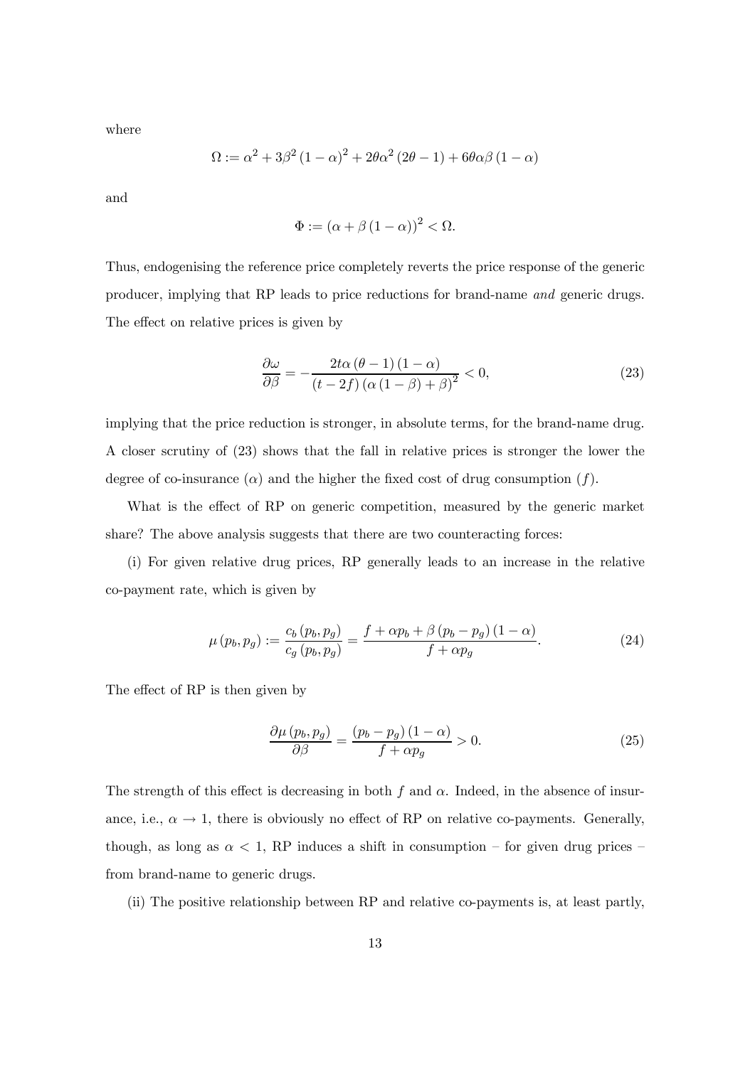where

$$\Omega := \alpha^2 + 3\beta^2 (1-\alpha)^2 + 2\theta\alpha^2 (2\theta - 1) + 6\theta\alpha\beta (1-\alpha)$$

and

$$\Phi := (\alpha + \beta (1-\alpha))^2 < \Omega.$$

Thus, endogenising the reference price completely reverts the price response of the generic producer, implying that RP leads to price reductions for brand-name *and* generic drugs. The effect on relative prices is given by

$$\frac{\partial \omega}{\partial \beta} = -\frac{2t\alpha (\theta - 1)(1-\alpha)}{(t-2f)(\alpha(1-\beta)+\beta)^2} < 0, \tag{23}$$

implying that the price reduction is stronger, in absolute terms, for the brand-name drug. A closer scrutiny of (23) shows that the fall in relative prices is stronger the lower the degree of co-insurance ($\alpha$) and the higher the fixed cost of drug consumption ($f$).

What is the effect of RP on generic competition, measured by the generic market share? The above analysis suggests that there are two counteracting forces:

(i) For given relative drug prices, RP generally leads to an increase in the relative co-payment rate, which is given by

$$\mu(p_b, p_g) := \frac{c_b(p_b, p_g)}{c_g(p_b, p_g)} = \frac{f + \alpha p_b + \beta (p_b - p_g)(1-\alpha)}{f + \alpha p_g}. \tag{24}$$

The effect of RP is then given by

$$\frac{\partial \mu(p_b, p_g)}{\partial \beta} = \frac{(p_b - p_g)(1-\alpha)}{f + \alpha p_g} > 0. \tag{25}$$

The strength of this effect is decreasing in both $f$ and $\alpha$. Indeed, in the absence of insurance, i.e., $\alpha \to 1$, there is obviously no effect of RP on relative co-payments. Generally, though, as long as $\alpha < 1$, RP induces a shift in consumption – for given drug prices – from brand-name to generic drugs.

(ii) The positive relationship between RP and relative co-payments is, at least partly,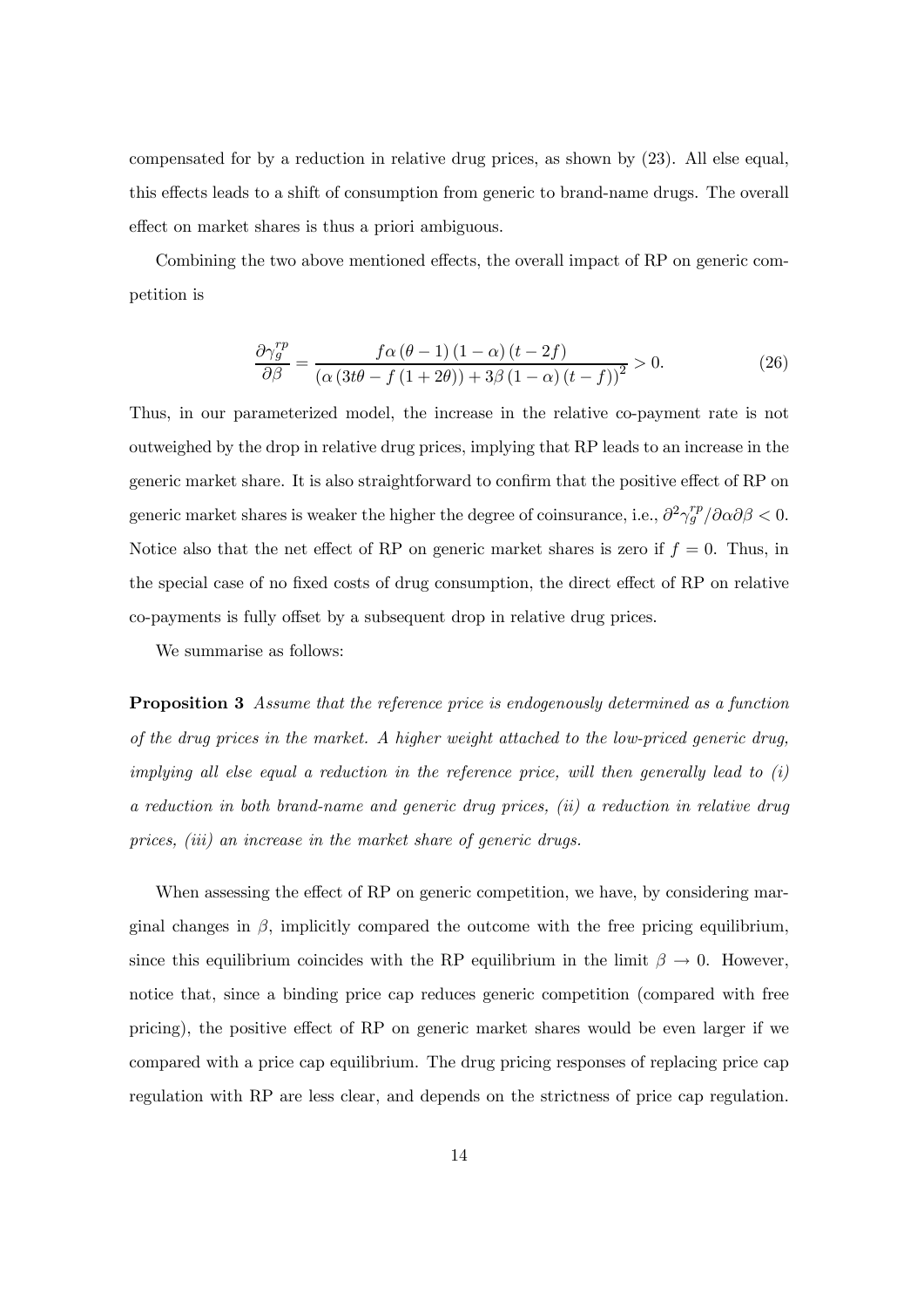compensated for by a reduction in relative drug prices, as shown by (23). All else equal, this effects leads to a shift of consumption from generic to brand-name drugs. The overall effect on market shares is thus a priori ambiguous.

Combining the two above mentioned effects, the overall impact of RP on generic competition is

$$\frac{\partial \gamma_g^{rp}}{\partial \beta} = \frac{f\alpha\left(\theta - 1\right)\left(1 - \alpha\right)\left(t - 2f\right)}{\left(\alpha\left(3t\theta - f\left(1 + 2\theta\right)\right) + 3\beta\left(1 - \alpha\right)\left(t - f\right)\right)^2} > 0. \tag{26}$$

Thus, in our parameterized model, the increase in the relative co-payment rate is not outweighed by the drop in relative drug prices, implying that RP leads to an increase in the generic market share. It is also straightforward to confirm that the positive effect of RP on generic market shares is weaker the higher the degree of coinsurance, i.e., $\partial^2 \gamma_g^{rp} / \partial\alpha\partial\beta < 0$. Notice also that the net effect of RP on generic market shares is zero if $f = 0$. Thus, in the special case of no fixed costs of drug consumption, the direct effect of RP on relative co-payments is fully offset by a subsequent drop in relative drug prices.

We summarise as follows:

**Proposition 3** *Assume that the reference price is endogenously determined as a function of the drug prices in the market. A higher weight attached to the low-priced generic drug, implying all else equal a reduction in the reference price, will then generally lead to (i) a reduction in both brand-name and generic drug prices, (ii) a reduction in relative drug prices, (iii) an increase in the market share of generic drugs.*

When assessing the effect of RP on generic competition, we have, by considering marginal changes in $\beta$, implicitly compared the outcome with the free pricing equilibrium, since this equilibrium coincides with the RP equilibrium in the limit $\beta \to 0$. However, notice that, since a binding price cap reduces generic competition (compared with free pricing), the positive effect of RP on generic market shares would be even larger if we compared with a price cap equilibrium. The drug pricing responses of replacing price cap regulation with RP are less clear, and depends on the strictness of price cap regulation.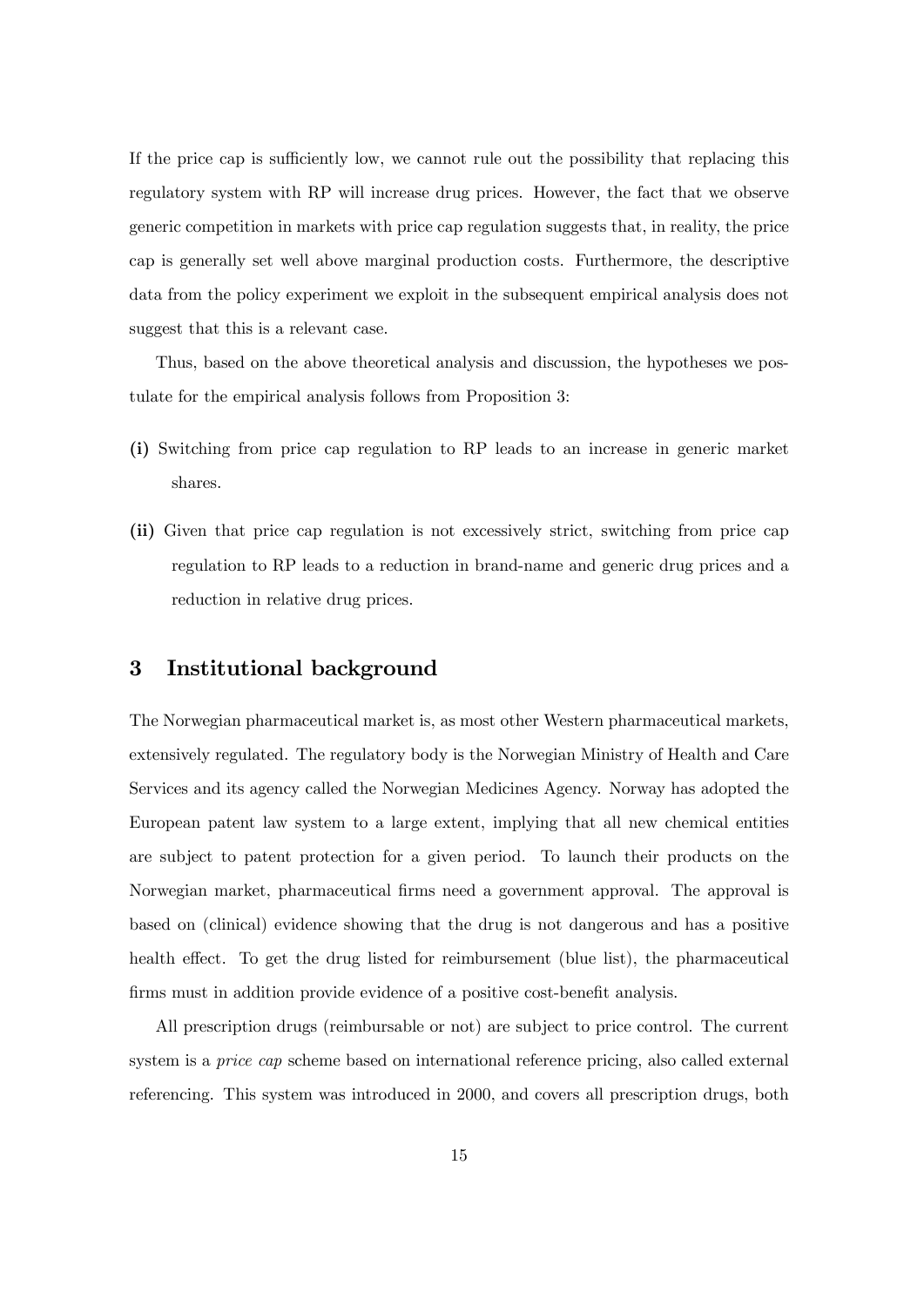If the price cap is sufficiently low, we cannot rule out the possibility that replacing this regulatory system with RP will increase drug prices. However, the fact that we observe generic competition in markets with price cap regulation suggests that, in reality, the price cap is generally set well above marginal production costs. Furthermore, the descriptive data from the policy experiment we exploit in the subsequent empirical analysis does not suggest that this is a relevant case.

Thus, based on the above theoretical analysis and discussion, the hypotheses we postulate for the empirical analysis follows from Proposition 3:

**(i)** Switching from price cap regulation to RP leads to an increase in generic market shares.

**(ii)** Given that price cap regulation is not excessively strict, switching from price cap regulation to RP leads to a reduction in brand-name and generic drug prices and a reduction in relative drug prices.

## 3 Institutional background

The Norwegian pharmaceutical market is, as most other Western pharmaceutical markets, extensively regulated. The regulatory body is the Norwegian Ministry of Health and Care Services and its agency called the Norwegian Medicines Agency. Norway has adopted the European patent law system to a large extent, implying that all new chemical entities are subject to patent protection for a given period. To launch their products on the Norwegian market, pharmaceutical firms need a government approval. The approval is based on (clinical) evidence showing that the drug is not dangerous and has a positive health effect. To get the drug listed for reimbursement (blue list), the pharmaceutical firms must in addition provide evidence of a positive cost-benefit analysis.

All prescription drugs (reimbursable or not) are subject to price control. The current system is a *price cap* scheme based on international reference pricing, also called external referencing. This system was introduced in 2000, and covers all prescription drugs, both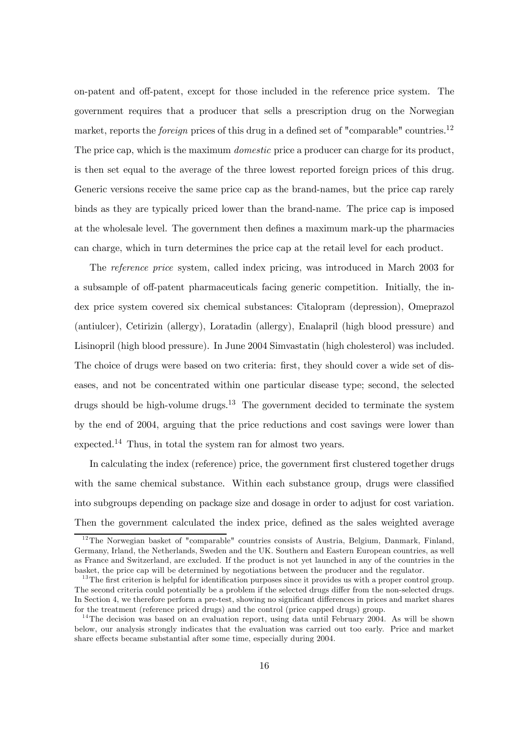on-patent and off-patent, except for those included in the reference price system. The government requires that a producer that sells a prescription drug on the Norwegian market, reports the *foreign* prices of this drug in a defined set of "comparable" countries.[12] The price cap, which is the maximum *domestic* price a producer can charge for its product, is then set equal to the average of the three lowest reported foreign prices of this drug. Generic versions receive the same price cap as the brand-names, but the price cap rarely binds as they are typically priced lower than the brand-name. The price cap is imposed at the wholesale level. The government then defines a maximum mark-up the pharmacies can charge, which in turn determines the price cap at the retail level for each product.

The *reference price* system, called index pricing, was introduced in March 2003 for a subsample of off-patent pharmaceuticals facing generic competition. Initially, the index price system covered six chemical substances: Citalopram (depression), Omeprazol (antiulcer), Cetirizin (allergy), Loratadin (allergy), Enalapril (high blood pressure) and Lisinopril (high blood pressure). In June 2004 Simvastatin (high cholesterol) was included. The choice of drugs were based on two criteria: first, they should cover a wide set of diseases, and not be concentrated within one particular disease type; second, the selected drugs should be high-volume drugs.[13] The government decided to terminate the system by the end of 2004, arguing that the price reductions and cost savings were lower than expected.[14] Thus, in total the system ran for almost two years.

In calculating the index (reference) price, the government first clustered together drugs with the same chemical substance. Within each substance group, drugs were classified into subgroups depending on package size and dosage in order to adjust for cost variation. Then the government calculated the index price, defined as the sales weighted average

---

[12] The Norwegian basket of "comparable" countries consists of Austria, Belgium, Danmark, Finland, Germany, Irland, the Netherlands, Sweden and the UK. Southern and Eastern European countries, as well as France and Switzerland, are excluded. If the product is not yet launched in any of the countries in the basket, the price cap will be determined by negotiations between the producer and the regulator.

[13] The first criterion is helpful for identification purposes since it provides us with a proper control group. The second criteria could potentially be a problem if the selected drugs differ from the non-selected drugs. In Section 4, we therefore perform a pre-test, showing no significant differences in prices and market shares for the treatment (reference priced drugs) and the control (price capped drugs) group.

[14] The decision was based on an evaluation report, using data until February 2004. As will be shown below, our analysis strongly indicates that the evaluation was carried out too early. Price and market share effects became substantial after some time, especially during 2004.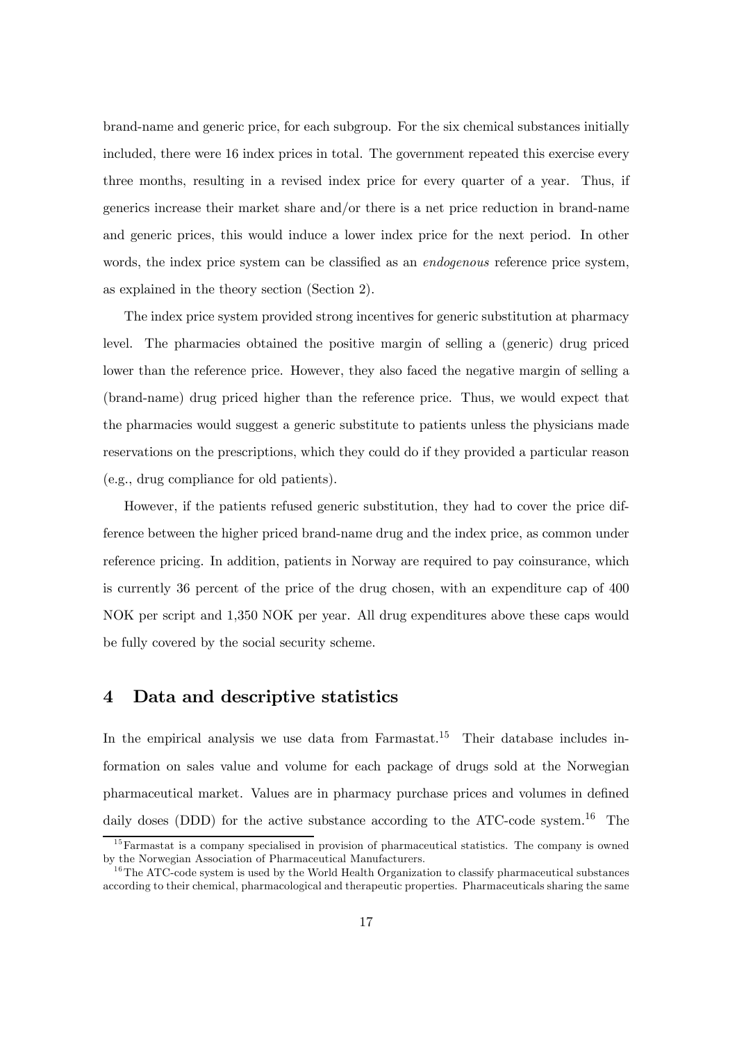brand-name and generic price, for each subgroup. For the six chemical substances initially included, there were 16 index prices in total. The government repeated this exercise every three months, resulting in a revised index price for every quarter of a year. Thus, if generics increase their market share and/or there is a net price reduction in brand-name and generic prices, this would induce a lower index price for the next period. In other words, the index price system can be classified as an *endogenous* reference price system, as explained in the theory section (Section 2).

The index price system provided strong incentives for generic substitution at pharmacy level. The pharmacies obtained the positive margin of selling a (generic) drug priced lower than the reference price. However, they also faced the negative margin of selling a (brand-name) drug priced higher than the reference price. Thus, we would expect that the pharmacies would suggest a generic substitute to patients unless the physicians made reservations on the prescriptions, which they could do if they provided a particular reason (e.g., drug compliance for old patients).

However, if the patients refused generic substitution, they had to cover the price difference between the higher priced brand-name drug and the index price, as common under reference pricing. In addition, patients in Norway are required to pay coinsurance, which is currently 36 percent of the price of the drug chosen, with an expenditure cap of 400 NOK per script and 1,350 NOK per year. All drug expenditures above these caps would be fully covered by the social security scheme.

## 4 Data and descriptive statistics

In the empirical analysis we use data from Farmastat.[15] Their database includes information on sales value and volume for each package of drugs sold at the Norwegian pharmaceutical market. Values are in pharmacy purchase prices and volumes in defined daily doses (DDD) for the active substance according to the ATC-code system.[16] The

[15] Farmastat is a company specialised in provision of pharmaceutical statistics. The company is owned by the Norwegian Association of Pharmaceutical Manufacturers.

[16] The ATC-code system is used by the World Health Organization to classify pharmaceutical substances according to their chemical, pharmacological and therapeutic properties. Pharmaceuticals sharing the same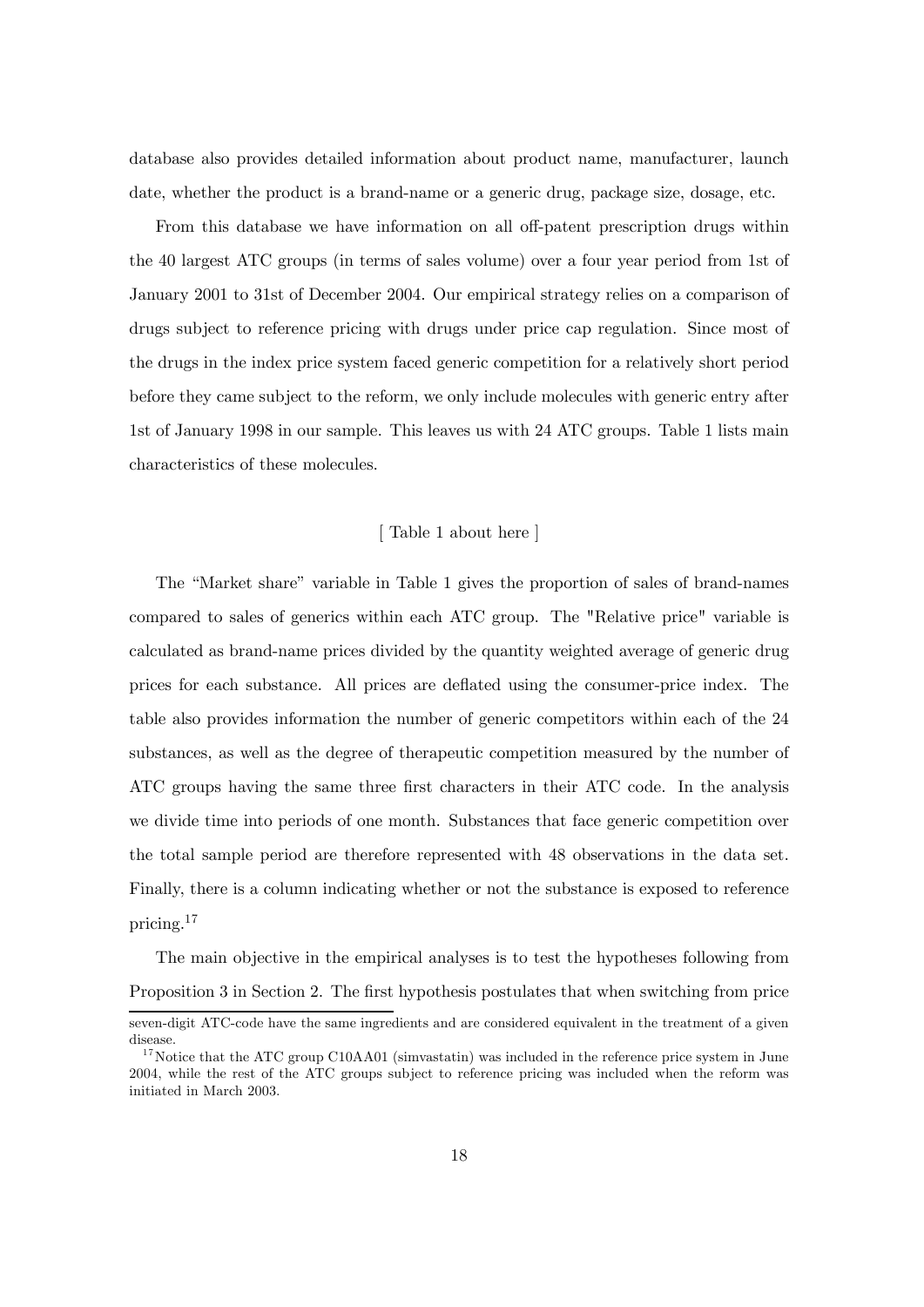database also provides detailed information about product name, manufacturer, launch date, whether the product is a brand-name or a generic drug, package size, dosage, etc.

From this database we have information on all off-patent prescription drugs within the 40 largest ATC groups (in terms of sales volume) over a four year period from 1st of January 2001 to 31st of December 2004. Our empirical strategy relies on a comparison of drugs subject to reference pricing with drugs under price cap regulation. Since most of the drugs in the index price system faced generic competition for a relatively short period before they came subject to the reform, we only include molecules with generic entry after 1st of January 1998 in our sample. This leaves us with 24 ATC groups. Table 1 lists main characteristics of these molecules.

[ Table 1 about here ]

The "Market share" variable in Table 1 gives the proportion of sales of brand-names compared to sales of generics within each ATC group. The "Relative price" variable is calculated as brand-name prices divided by the quantity weighted average of generic drug prices for each substance. All prices are deflated using the consumer-price index. The table also provides information the number of generic competitors within each of the 24 substances, as well as the degree of therapeutic competition measured by the number of ATC groups having the same three first characters in their ATC code. In the analysis we divide time into periods of one month. Substances that face generic competition over the total sample period are therefore represented with 48 observations in the data set. Finally, there is a column indicating whether or not the substance is exposed to reference pricing.[17]

The main objective in the empirical analyses is to test the hypotheses following from Proposition 3 in Section 2. The first hypothesis postulates that when switching from price

seven-digit ATC-code have the same ingredients and are considered equivalent in the treatment of a given disease.

[17] Notice that the ATC group C10AA01 (simvastatin) was included in the reference price system in June 2004, while the rest of the ATC groups subject to reference pricing was included when the reform was initiated in March 2003.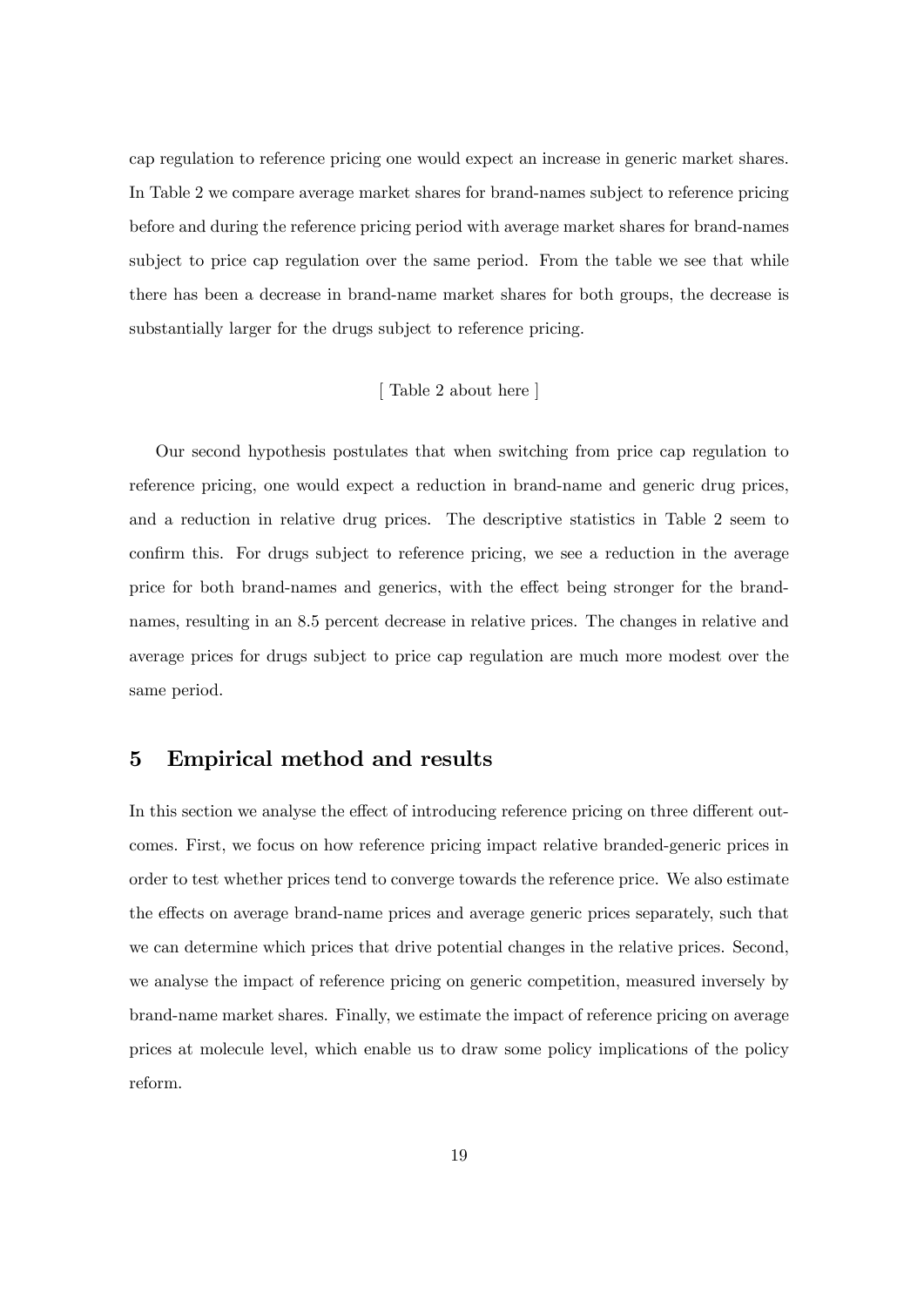cap regulation to reference pricing one would expect an increase in generic market shares. In Table 2 we compare average market shares for brand-names subject to reference pricing before and during the reference pricing period with average market shares for brand-names subject to price cap regulation over the same period. From the table we see that while there has been a decrease in brand-name market shares for both groups, the decrease is substantially larger for the drugs subject to reference pricing.

[ Table 2 about here ]

Our second hypothesis postulates that when switching from price cap regulation to reference pricing, one would expect a reduction in brand-name and generic drug prices, and a reduction in relative drug prices. The descriptive statistics in Table 2 seem to confirm this. For drugs subject to reference pricing, we see a reduction in the average price for both brand-names and generics, with the effect being stronger for the brand-names, resulting in an 8.5 percent decrease in relative prices. The changes in relative and average prices for drugs subject to price cap regulation are much more modest over the same period.

## 5 Empirical method and results

In this section we analyse the effect of introducing reference pricing on three different outcomes. First, we focus on how reference pricing impact relative branded-generic prices in order to test whether prices tend to converge towards the reference price. We also estimate the effects on average brand-name prices and average generic prices separately, such that we can determine which prices that drive potential changes in the relative prices. Second, we analyse the impact of reference pricing on generic competition, measured inversely by brand-name market shares. Finally, we estimate the impact of reference pricing on average prices at molecule level, which enable us to draw some policy implications of the policy reform.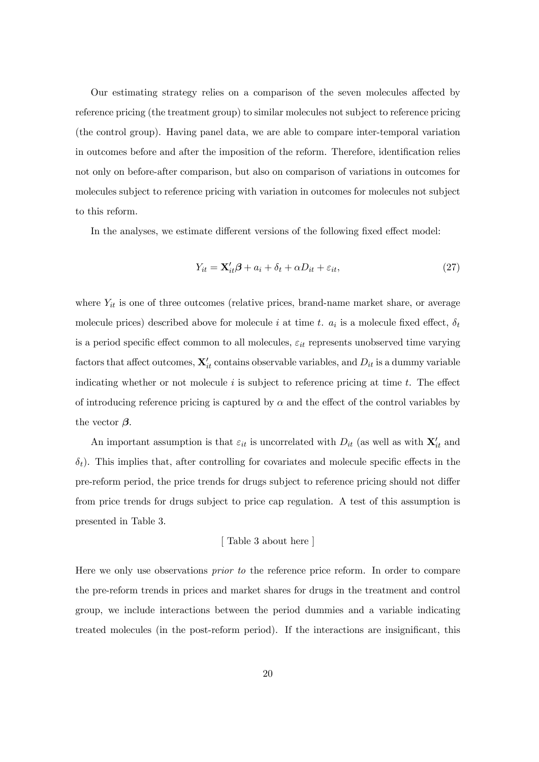Our estimating strategy relies on a comparison of the seven molecules affected by reference pricing (the treatment group) to similar molecules not subject to reference pricing (the control group). Having panel data, we are able to compare inter-temporal variation in outcomes before and after the imposition of the reform. Therefore, identification relies not only on before-after comparison, but also on comparison of variations in outcomes for molecules subject to reference pricing with variation in outcomes for molecules not subject to this reform.

In the analyses, we estimate different versions of the following fixed effect model:

$$Y_{it} = \mathbf{X}'_{it}\boldsymbol{\beta} + a_i + \delta_t + \alpha D_{it} + \varepsilon_{it}, \tag{27}$$

where $Y_{it}$ is one of three outcomes (relative prices, brand-name market share, or average molecule prices) described above for molecule $i$ at time $t$. $a_i$ is a molecule fixed effect, $\delta_t$ is a period specific effect common to all molecules, $\varepsilon_{it}$ represents unobserved time varying factors that affect outcomes, $\mathbf{X}'_{it}$ contains observable variables, and $D_{it}$ is a dummy variable indicating whether or not molecule $i$ is subject to reference pricing at time $t$. The effect of introducing reference pricing is captured by $\alpha$ and the effect of the control variables by the vector $\boldsymbol{\beta}$.

An important assumption is that $\varepsilon_{it}$ is uncorrelated with $D_{it}$ (as well as with $\mathbf{X}'_{it}$ and $\delta_t$). This implies that, after controlling for covariates and molecule specific effects in the pre-reform period, the price trends for drugs subject to reference pricing should not differ from price trends for drugs subject to price cap regulation. A test of this assumption is presented in Table 3.

[ Table 3 about here ]

Here we only use observations *prior to* the reference price reform. In order to compare the pre-reform trends in prices and market shares for drugs in the treatment and control group, we include interactions between the period dummies and a variable indicating treated molecules (in the post-reform period). If the interactions are insignificant, this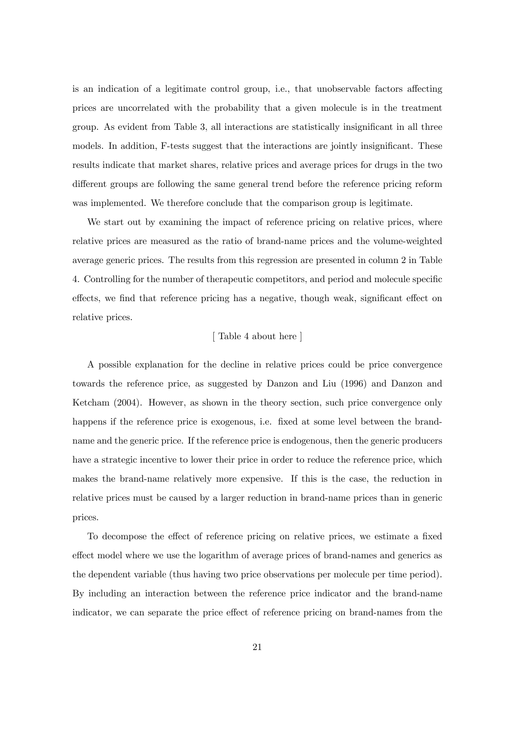is an indication of a legitimate control group, i.e., that unobservable factors affecting prices are uncorrelated with the probability that a given molecule is in the treatment group. As evident from Table 3, all interactions are statistically insignificant in all three models. In addition, F-tests suggest that the interactions are jointly insignificant. These results indicate that market shares, relative prices and average prices for drugs in the two different groups are following the same general trend before the reference pricing reform was implemented. We therefore conclude that the comparison group is legitimate.

We start out by examining the impact of reference pricing on relative prices, where relative prices are measured as the ratio of brand-name prices and the volume-weighted average generic prices. The results from this regression are presented in column 2 in Table 4. Controlling for the number of therapeutic competitors, and period and molecule specific effects, we find that reference pricing has a negative, though weak, significant effect on relative prices.

[ Table 4 about here ]

A possible explanation for the decline in relative prices could be price convergence towards the reference price, as suggested by Danzon and Liu (1996) and Danzon and Ketcham (2004). However, as shown in the theory section, such price convergence only happens if the reference price is exogenous, i.e. fixed at some level between the brand-name and the generic price. If the reference price is endogenous, then the generic producers have a strategic incentive to lower their price in order to reduce the reference price, which makes the brand-name relatively more expensive. If this is the case, the reduction in relative prices must be caused by a larger reduction in brand-name prices than in generic prices.

To decompose the effect of reference pricing on relative prices, we estimate a fixed effect model where we use the logarithm of average prices of brand-names and generics as the dependent variable (thus having two price observations per molecule per time period). By including an interaction between the reference price indicator and the brand-name indicator, we can separate the price effect of reference pricing on brand-names from the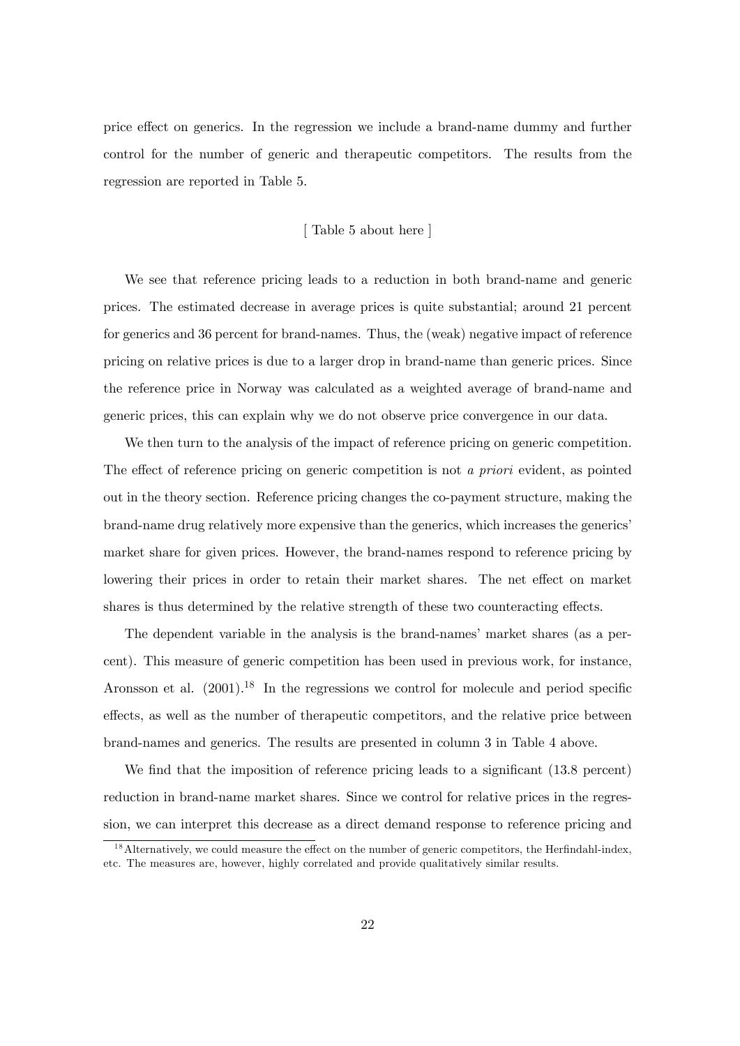price effect on generics. In the regression we include a brand-name dummy and further control for the number of generic and therapeutic competitors. The results from the regression are reported in Table 5.

[ Table 5 about here ]

We see that reference pricing leads to a reduction in both brand-name and generic prices. The estimated decrease in average prices is quite substantial; around 21 percent for generics and 36 percent for brand-names. Thus, the (weak) negative impact of reference pricing on relative prices is due to a larger drop in brand-name than generic prices. Since the reference price in Norway was calculated as a weighted average of brand-name and generic prices, this can explain why we do not observe price convergence in our data.

We then turn to the analysis of the impact of reference pricing on generic competition. The effect of reference pricing on generic competition is not *a priori* evident, as pointed out in the theory section. Reference pricing changes the co-payment structure, making the brand-name drug relatively more expensive than the generics, which increases the generics' market share for given prices. However, the brand-names respond to reference pricing by lowering their prices in order to retain their market shares. The net effect on market shares is thus determined by the relative strength of these two counteracting effects.

The dependent variable in the analysis is the brand-names' market shares (as a percent). This measure of generic competition has been used in previous work, for instance, Aronsson et al. (2001).[18] In the regressions we control for molecule and period specific effects, as well as the number of therapeutic competitors, and the relative price between brand-names and generics. The results are presented in column 3 in Table 4 above.

We find that the imposition of reference pricing leads to a significant (13.8 percent) reduction in brand-name market shares. Since we control for relative prices in the regression, we can interpret this decrease as a direct demand response to reference pricing and

[18] Alternatively, we could measure the effect on the number of generic competitors, the Herfindahl-index, etc. The measures are, however, highly correlated and provide qualitatively similar results.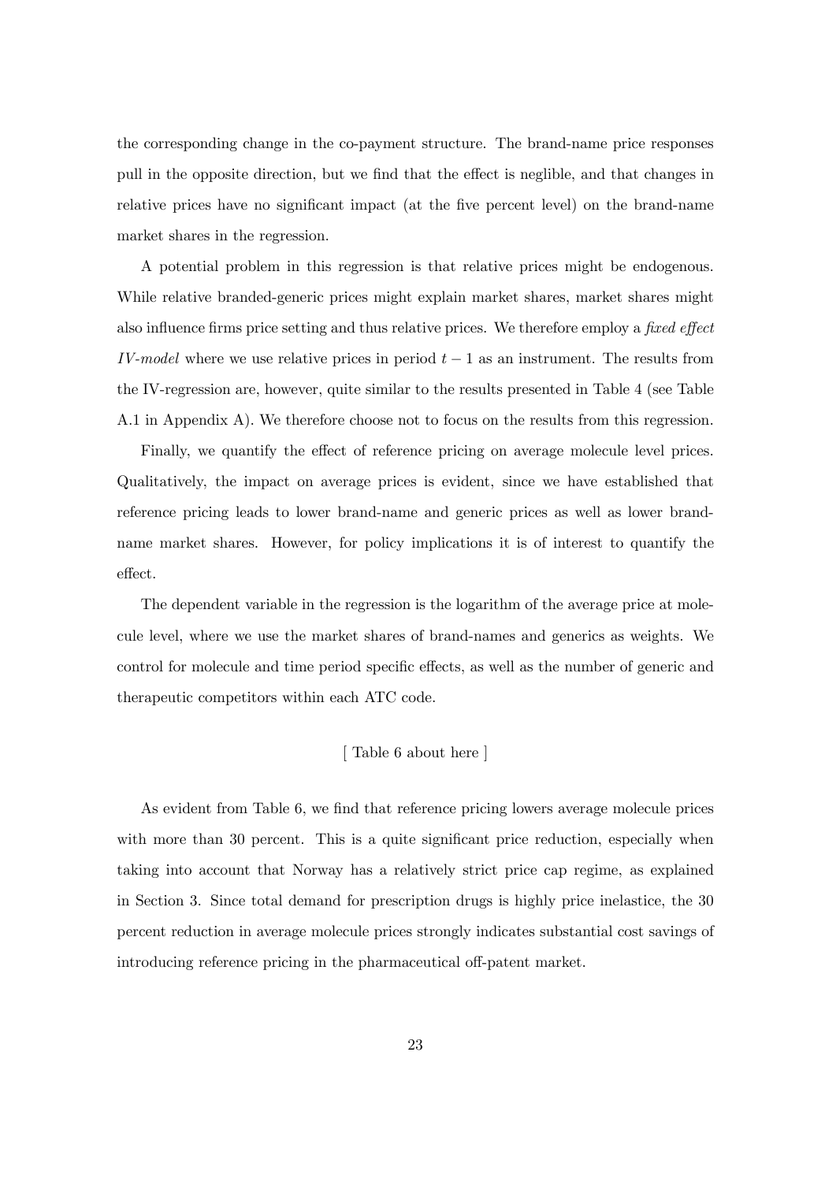the corresponding change in the co-payment structure. The brand-name price responses pull in the opposite direction, but we find that the effect is neglible, and that changes in relative prices have no significant impact (at the five percent level) on the brand-name market shares in the regression.

A potential problem in this regression is that relative prices might be endogenous. While relative branded-generic prices might explain market shares, market shares might also influence firms price setting and thus relative prices. We therefore employ a *fixed effect IV-model* where we use relative prices in period $t-1$ as an instrument. The results from the IV-regression are, however, quite similar to the results presented in Table 4 (see Table A.1 in Appendix A). We therefore choose not to focus on the results from this regression.

Finally, we quantify the effect of reference pricing on average molecule level prices. Qualitatively, the impact on average prices is evident, since we have established that reference pricing leads to lower brand-name and generic prices as well as lower brand-name market shares. However, for policy implications it is of interest to quantify the effect.

The dependent variable in the regression is the logarithm of the average price at molecule level, where we use the market shares of brand-names and generics as weights. We control for molecule and time period specific effects, as well as the number of generic and therapeutic competitors within each ATC code.

[ Table 6 about here ]

As evident from Table 6, we find that reference pricing lowers average molecule prices with more than 30 percent. This is a quite significant price reduction, especially when taking into account that Norway has a relatively strict price cap regime, as explained in Section 3. Since total demand for prescription drugs is highly price inelastice, the 30 percent reduction in average molecule prices strongly indicates substantial cost savings of introducing reference pricing in the pharmaceutical off-patent market.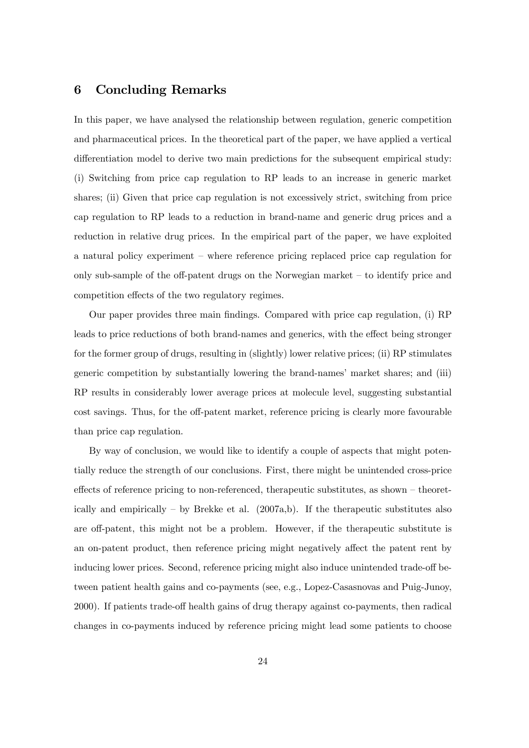## 6 Concluding Remarks

In this paper, we have analysed the relationship between regulation, generic competition and pharmaceutical prices. In the theoretical part of the paper, we have applied a vertical differentiation model to derive two main predictions for the subsequent empirical study: (i) Switching from price cap regulation to RP leads to an increase in generic market shares; (ii) Given that price cap regulation is not excessively strict, switching from price cap regulation to RP leads to a reduction in brand-name and generic drug prices and a reduction in relative drug prices. In the empirical part of the paper, we have exploited a natural policy experiment – where reference pricing replaced price cap regulation for only sub-sample of the off-patent drugs on the Norwegian market – to identify price and competition effects of the two regulatory regimes.

Our paper provides three main findings. Compared with price cap regulation, (i) RP leads to price reductions of both brand-names and generics, with the effect being stronger for the former group of drugs, resulting in (slightly) lower relative prices; (ii) RP stimulates generic competition by substantially lowering the brand-names' market shares; and (iii) RP results in considerably lower average prices at molecule level, suggesting substantial cost savings. Thus, for the off-patent market, reference pricing is clearly more favourable than price cap regulation.

By way of conclusion, we would like to identify a couple of aspects that might potentially reduce the strength of our conclusions. First, there might be unintended cross-price effects of reference pricing to non-referenced, therapeutic substitutes, as shown – theoretically and empirically – by Brekke et al. (2007a,b). If the therapeutic substitutes also are off-patent, this might not be a problem. However, if the therapeutic substitute is an on-patent product, then reference pricing might negatively affect the patent rent by inducing lower prices. Second, reference pricing might also induce unintended trade-off between patient health gains and co-payments (see, e.g., Lopez-Casasnovas and Puig-Junoy, 2000). If patients trade-off health gains of drug therapy against co-payments, then radical changes in co-payments induced by reference pricing might lead some patients to choose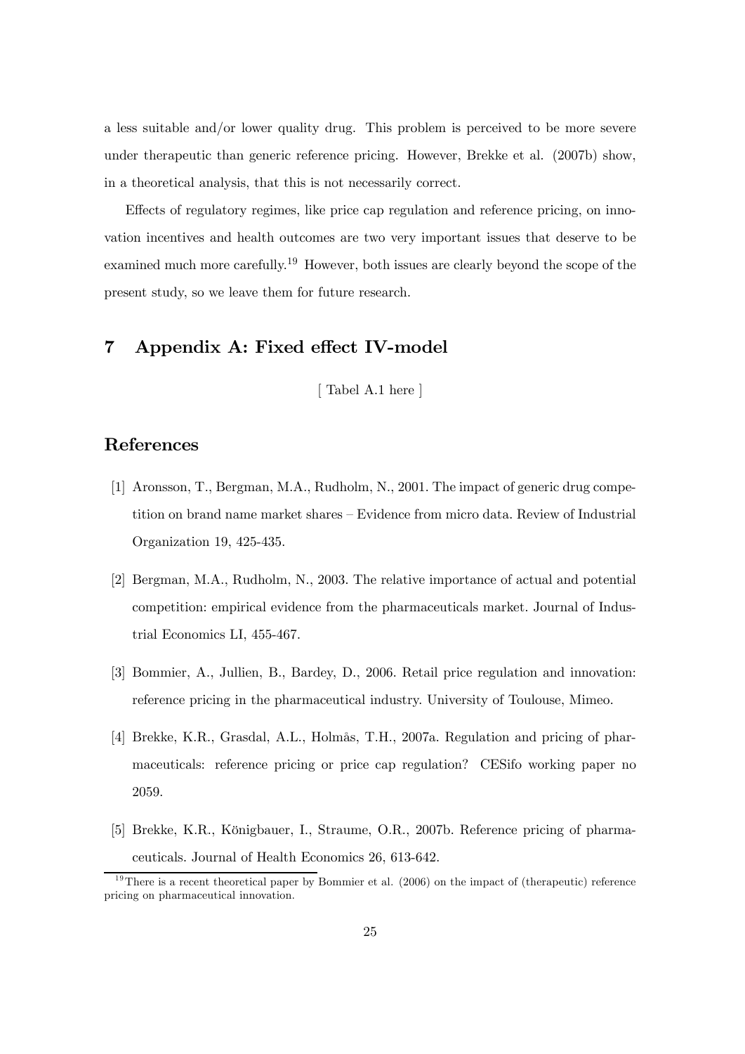a less suitable and/or lower quality drug. This problem is perceived to be more severe under therapeutic than generic reference pricing. However, Brekke et al. (2007b) show, in a theoretical analysis, that this is not necessarily correct.

Effects of regulatory regimes, like price cap regulation and reference pricing, on innovation incentives and health outcomes are two very important issues that deserve to be examined much more carefully.[19] However, both issues are clearly beyond the scope of the present study, so we leave them for future research.

## 7 Appendix A: Fixed effect IV-model

[ Tabel A.1 here ]

## References

[1] Aronsson, T., Bergman, M.A., Rudholm, N., 2001. The impact of generic drug competition on brand name market shares – Evidence from micro data. Review of Industrial Organization 19, 425-435.

[2] Bergman, M.A., Rudholm, N., 2003. The relative importance of actual and potential competition: empirical evidence from the pharmaceuticals market. Journal of Industrial Economics LI, 455-467.

[3] Bommier, A., Jullien, B., Bardey, D., 2006. Retail price regulation and innovation: reference pricing in the pharmaceutical industry. University of Toulouse, Mimeo.

[4] Brekke, K.R., Grasdal, A.L., Holmås, T.H., 2007a. Regulation and pricing of pharmaceuticals: reference pricing or price cap regulation? CESifo working paper no 2059.

[5] Brekke, K.R., Königbauer, I., Straume, O.R., 2007b. Reference pricing of pharmaceuticals. Journal of Health Economics 26, 613-642.

[19] There is a recent theoretical paper by Bommier et al. (2006) on the impact of (therapeutic) reference pricing on pharmaceutical innovation.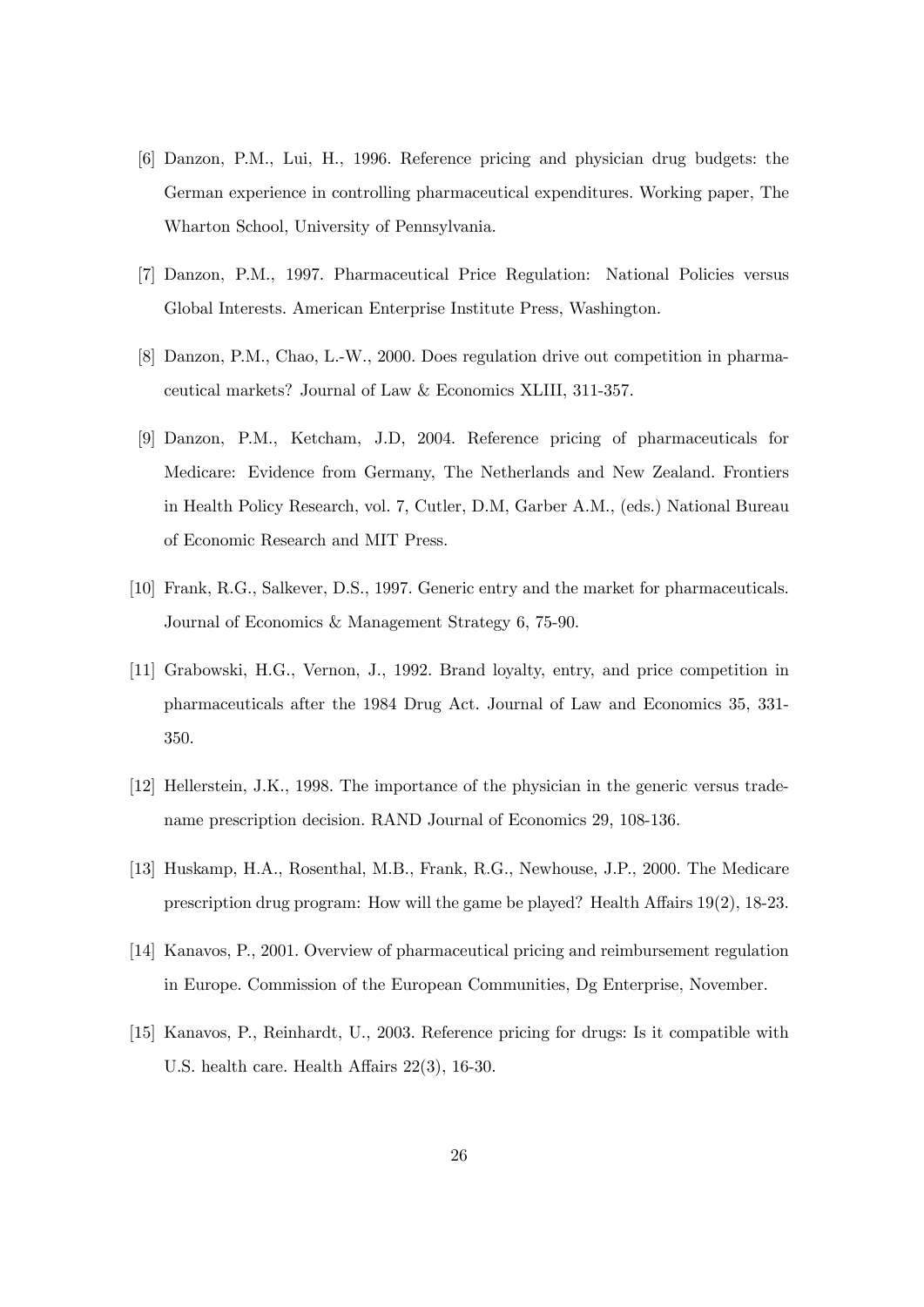[6] Danzon, P.M., Lui, H., 1996. Reference pricing and physician drug budgets: the German experience in controlling pharmaceutical expenditures. Working paper, The Wharton School, University of Pennsylvania.

[7] Danzon, P.M., 1997. Pharmaceutical Price Regulation: National Policies versus Global Interests. American Enterprise Institute Press, Washington.

[8] Danzon, P.M., Chao, L.-W., 2000. Does regulation drive out competition in pharmaceutical markets? Journal of Law & Economics XLIII, 311-357.

[9] Danzon, P.M., Ketcham, J.D, 2004. Reference pricing of pharmaceuticals for Medicare: Evidence from Germany, The Netherlands and New Zealand. Frontiers in Health Policy Research, vol. 7, Cutler, D.M, Garber A.M., (eds.) National Bureau of Economic Research and MIT Press.

[10] Frank, R.G., Salkever, D.S., 1997. Generic entry and the market for pharmaceuticals. Journal of Economics & Management Strategy 6, 75-90.

[11] Grabowski, H.G., Vernon, J., 1992. Brand loyalty, entry, and price competition in pharmaceuticals after the 1984 Drug Act. Journal of Law and Economics 35, 331-350.

[12] Hellerstein, J.K., 1998. The importance of the physician in the generic versus tradename prescription decision. RAND Journal of Economics 29, 108-136.

[13] Huskamp, H.A., Rosenthal, M.B., Frank, R.G., Newhouse, J.P., 2000. The Medicare prescription drug program: How will the game be played? Health Affairs 19(2), 18-23.

[14] Kanavos, P., 2001. Overview of pharmaceutical pricing and reimbursement regulation in Europe. Commission of the European Communities, Dg Enterprise, November.

[15] Kanavos, P., Reinhardt, U., 2003. Reference pricing for drugs: Is it compatible with U.S. health care. Health Affairs 22(3), 16-30.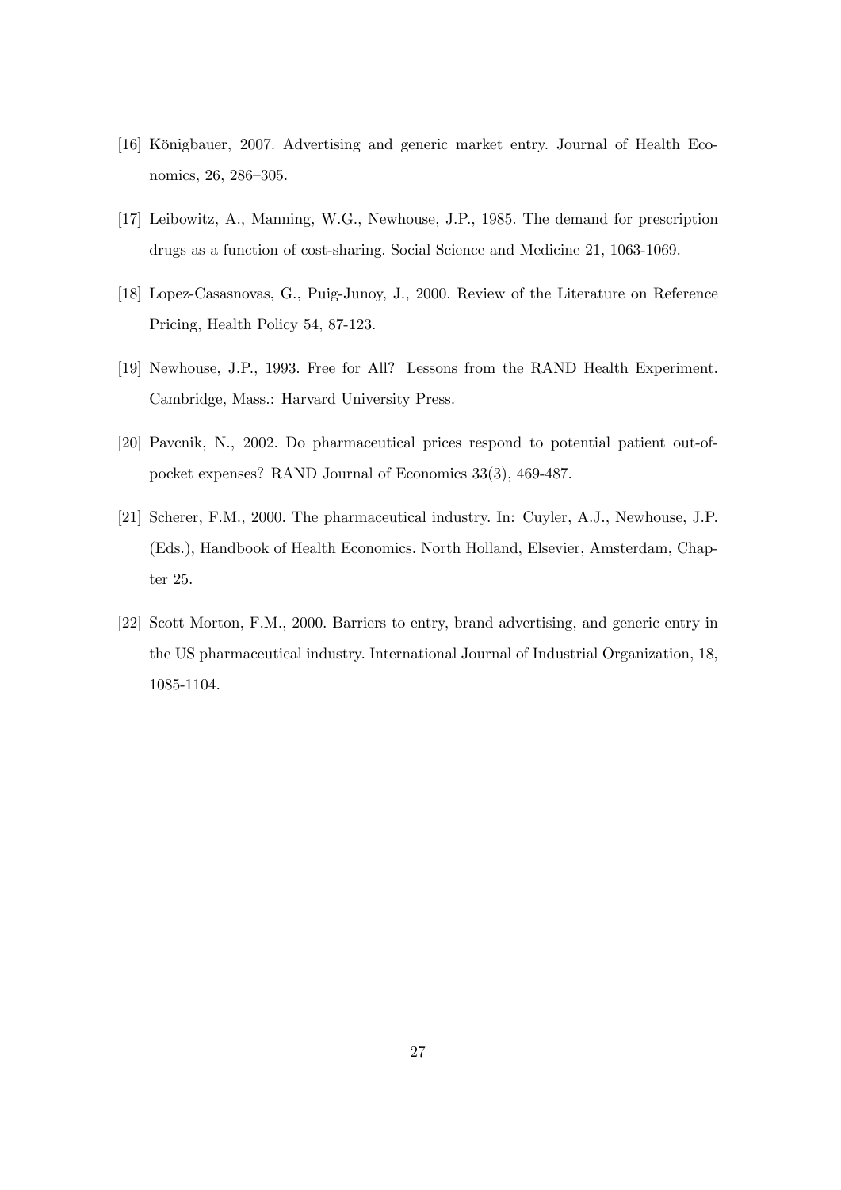[16] Königbauer, 2007. Advertising and generic market entry. Journal of Health Economics, 26, 286–305.

[17] Leibowitz, A., Manning, W.G., Newhouse, J.P., 1985. The demand for prescription drugs as a function of cost-sharing. Social Science and Medicine 21, 1063-1069.

[18] Lopez-Casasnovas, G., Puig-Junoy, J., 2000. Review of the Literature on Reference Pricing, Health Policy 54, 87-123.

[19] Newhouse, J.P., 1993. Free for All? Lessons from the RAND Health Experiment. Cambridge, Mass.: Harvard University Press.

[20] Pavcnik, N., 2002. Do pharmaceutical prices respond to potential patient out-of-pocket expenses? RAND Journal of Economics 33(3), 469-487.

[21] Scherer, F.M., 2000. The pharmaceutical industry. In: Cuyler, A.J., Newhouse, J.P. (Eds.), Handbook of Health Economics. North Holland, Elsevier, Amsterdam, Chapter 25.

[22] Scott Morton, F.M., 2000. Barriers to entry, brand advertising, and generic entry in the US pharmaceutical industry. International Journal of Industrial Organization, 18, 1085-1104.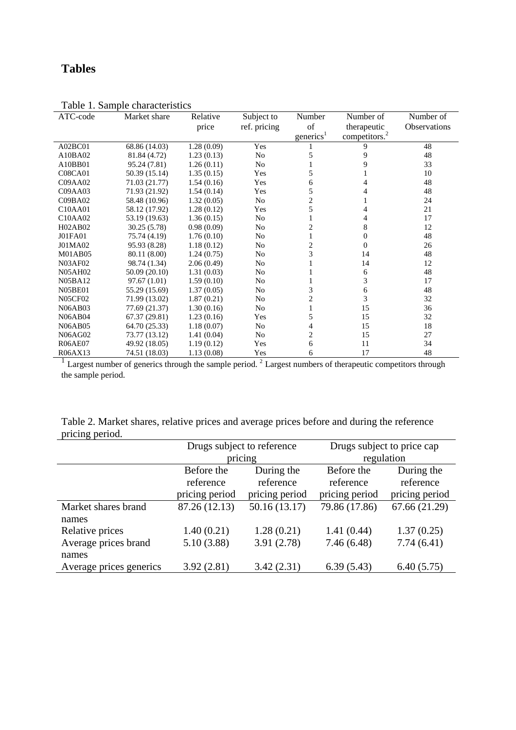# Tables

Table 1. Sample characteristics

| ATC-code | Market share | Relative price | Subject to ref. pricing | Number of generics[1] | Number of therapeutic competitors.[2] | Number of Observations |
|---|---|---|---|---|---|---|
| A02BC01 | 68.86 (14.03) | 1.28 (0.09) | Yes | 1 | 9 | 48 |
| A10BA02 | 81.84 (4.72) | 1.23 (0.13) | No | 5 | 9 | 48 |
| A10BB01 | 95.24 (7.81) | 1.26 (0.11) | No | 1 | 9 | 33 |
| C08CA01 | 50.39 (15.14) | 1.35 (0.15) | Yes | 5 | 1 | 10 |
| C09AA02 | 71.03 (21.77) | 1.54 (0.16) | Yes | 6 | 4 | 48 |
| C09AA03 | 71.93 (21.92) | 1.54 (0.14) | Yes | 5 | 4 | 48 |
| C09BA02 | 58.48 (10.96) | 1.32 (0.05) | No | 2 | 1 | 24 |
| C10AA01 | 58.12 (17.92) | 1.28 (0.12) | Yes | 5 | 4 | 21 |
| C10AA02 | 53.19 (19.63) | 1.36 (0.15) | No | 1 | 4 | 17 |
| H02AB02 | 30.25 (5.78) | 0.98 (0.09) | No | 2 | 8 | 12 |
| J01FA01 | 75.74 (4.19) | 1.76 (0.10) | No | 1 | 0 | 48 |
| J01MA02 | 95.93 (8.28) | 1.18 (0.12) | No | 2 | 0 | 26 |
| M01AB05 | 80.11 (8.00) | 1.24 (0.75) | No | 3 | 14 | 48 |
| N03AF02 | 98.74 (1.34) | 2.06 (0.49) | No | 1 | 14 | 12 |
| N05AH02 | 50.09 (20.10) | 1.31 (0.03) | No | 1 | 6 | 48 |
| N05BA12 | 97.67 (1.01) | 1.59 (0.10) | No | 1 | 3 | 17 |
| N05BE01 | 55.29 (15.69) | 1.37 (0.05) | No | 3 | 6 | 48 |
| N05CF02 | 71.99 (13.02) | 1.87 (0.21) | No | 2 | 3 | 32 |
| N06AB03 | 77.69 (21.37) | 1.30 (0.16) | No | 1 | 15 | 36 |
| N06AB04 | 67.37 (29.81) | 1.23 (0.16) | Yes | 5 | 15 | 32 |
| N06AB05 | 64.70 (25.33) | 1.18 (0.07) | No | 4 | 15 | 18 |
| N06AG02 | 73.77 (13.12) | 1.41 (0.04) | No | 2 | 15 | 27 |
| R06AE07 | 49.92 (18.05) | 1.19 (0.12) | Yes | 6 | 11 | 34 |
| R06AX13 | 74.51 (18.03) | 1.13 (0.08) | Yes | 6 | 17 | 48 |

[1] Largest number of generics through the sample period. [2] Largest numbers of therapeutic competitors through the sample period.

Table 2. Market shares, relative prices and average prices before and during the reference pricing period.

| | Drugs subject to reference pricing | | Drugs subject to price cap regulation | |
|---|---|---|---|---|
| | Before the reference pricing period | During the reference pricing period | Before the reference pricing period | During the reference pricing period |
| Market shares brand names | 87.26 (12.13) | 50.16 (13.17) | 79.86 (17.86) | 67.66 (21.29) |
| Relative prices | 1.40 (0.21) | 1.28 (0.21) | 1.41 (0.44) | 1.37 (0.25) |
| Average prices brand names | 5.10 (3.88) | 3.91 (2.78) | 7.46 (6.48) | 7.74 (6.41) |
| Average prices generics | 3.92 (2.81) | 3.42 (2.31) | 6.39 (5.43) | 6.40 (5.75) |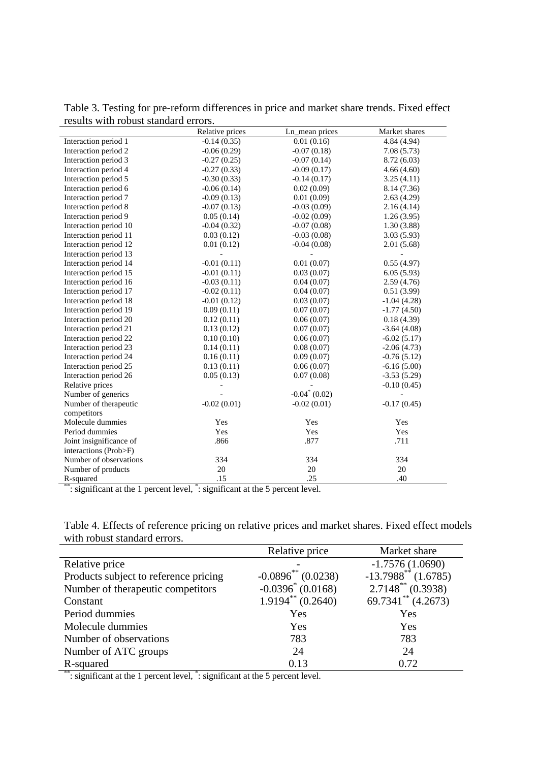Table 3. Testing for pre-reform differences in price and market share trends. Fixed effect results with robust standard errors.

| | Relative prices | Ln_mean prices | Market shares |
|---|---|---|---|
| Interaction period 1 | -0.14 (0.35) | 0.01 (0.16) | 4.84 (4.94) |
| Interaction period 2 | -0.06 (0.29) | -0.07 (0.18) | 7.08 (5.73) |
| Interaction period 3 | -0.27 (0.25) | -0.07 (0.14) | 8.72 (6.03) |
| Interaction period 4 | -0.27 (0.33) | -0.09 (0.17) | 4.66 (4.60) |
| Interaction period 5 | -0.30 (0.33) | -0.14 (0.17) | 3.25 (4.11) |
| Interaction period 6 | -0.06 (0.14) | 0.02 (0.09) | 8.14 (7.36) |
| Interaction period 7 | -0.09 (0.13) | 0.01 (0.09) | 2.63 (4.29) |
| Interaction period 8 | -0.07 (0.13) | -0.03 (0.09) | 2.16 (4.14) |
| Interaction period 9 | 0.05 (0.14) | -0.02 (0.09) | 1.26 (3.95) |
| Interaction period 10 | -0.04 (0.32) | -0.07 (0.08) | 1.30 (3.88) |
| Interaction period 11 | 0.03 (0.12) | -0.03 (0.08) | 3.03 (5.93) |
| Interaction period 12 | 0.01 (0.12) | -0.04 (0.08) | 2.01 (5.68) |
| Interaction period 13 | - | - | - |
| Interaction period 14 | -0.01 (0.11) | 0.01 (0.07) | 0.55 (4.97) |
| Interaction period 15 | -0.01 (0.11) | 0.03 (0.07) | 6.05 (5.93) |
| Interaction period 16 | -0.03 (0.11) | 0.04 (0.07) | 2.59 (4.76) |
| Interaction period 17 | -0.02 (0.11) | 0.04 (0.07) | 0.51 (3.99) |
| Interaction period 18 | -0.01 (0.12) | 0.03 (0.07) | -1.04 (4.28) |
| Interaction period 19 | 0.09 (0.11) | 0.07 (0.07) | -1.77 (4.50) |
| Interaction period 20 | 0.12 (0.11) | 0.06 (0.07) | 0.18 (4.39) |
| Interaction period 21 | 0.13 (0.12) | 0.07 (0.07) | -3.64 (4.08) |
| Interaction period 22 | 0.10 (0.10) | 0.06 (0.07) | -6.02 (5.17) |
| Interaction period 23 | 0.14 (0.11) | 0.08 (0.07) | -2.06 (4.73) |
| Interaction period 24 | 0.16 (0.11) | 0.09 (0.07) | -0.76 (5.12) |
| Interaction period 25 | 0.13 (0.11) | 0.06 (0.07) | -6.16 (5.00) |
| Interaction period 26 | 0.05 (0.13) | 0.07 (0.08) | -3.53 (5.29) |
| Relative prices | - | - | -0.10 (0.45) |
| Number of generics | - | -0.04* (0.02) | - |
| Number of therapeutic competitors | -0.02 (0.01) | -0.02 (0.01) | -0.17 (0.45) |
| Molecule dummies | Yes | Yes | Yes |
| Period dummies | Yes | Yes | Yes |
| Joint insignificance of interactions (Prob>F) | .866 | .877 | .711 |
| Number of observations | 334 | 334 | 334 |
| Number of products | 20 | 20 | 20 |
| R-squared | .15 | .25 | .40 |

**: significant at the 1 percent level, *: significant at the 5 percent level.

Table 4. Effects of reference pricing on relative prices and market shares. Fixed effect models with robust standard errors.

| | Relative price | Market share |
|---|---|---|
| Relative price | - | -1.7576 (1.0690) |
| Products subject to reference pricing | -0.0896** (0.0238) | -13.7988** (1.6785) |
| Number of therapeutic competitors | -0.0396* (0.0168) | 2.7148** (0.3938) |
| Constant | 1.9194** (0.2640) | 69.7341** (4.2673) |
| Period dummies | Yes | Yes |
| Molecule dummies | Yes | Yes |
| Number of observations | 783 | 783 |
| Number of ATC groups | 24 | 24 |
| R-squared | 0.13 | 0.72 |

**: significant at the 1 percent level, *: significant at the 5 percent level.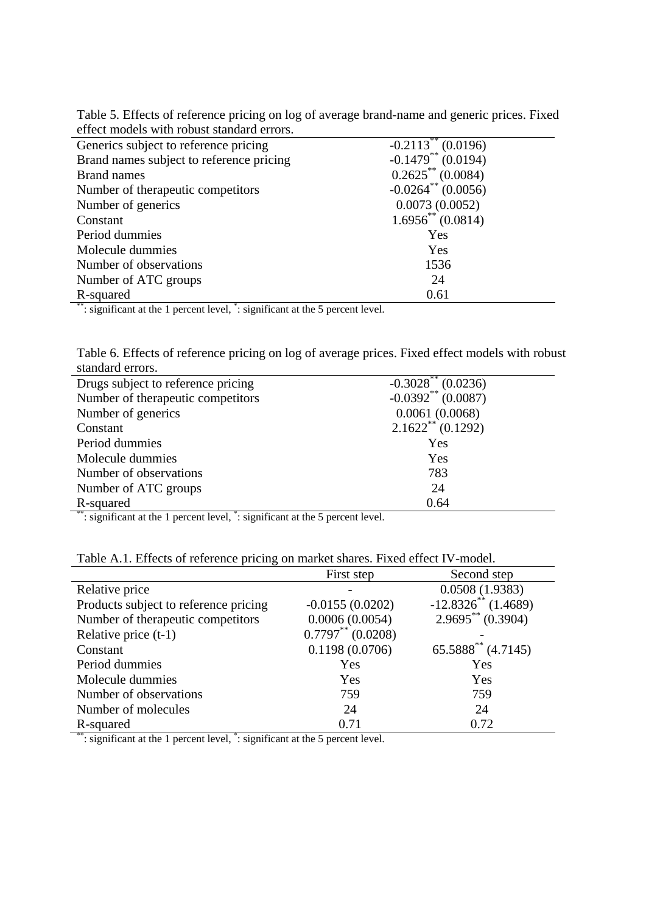Table 5. Effects of reference pricing on log of average brand-name and generic prices. Fixed effect models with robust standard errors.

| | |
|---|---|
| Generics subject to reference pricing | -0.2113** (0.0196) |
| Brand names subject to reference pricing | -0.1479** (0.0194) |
| Brand names | 0.2625** (0.0084) |
| Number of therapeutic competitors | -0.0264** (0.0056) |
| Number of generics | 0.0073 (0.0052) |
| Constant | 1.6956** (0.0814) |
| Period dummies | Yes |
| Molecule dummies | Yes |
| Number of observations | 1536 |
| Number of ATC groups | 24 |
| R-squared | 0.61 |

**: significant at the 1 percent level, *: significant at the 5 percent level.

Table 6. Effects of reference pricing on log of average prices. Fixed effect models with robust standard errors.

| | |
|---|---|
| Drugs subject to reference pricing | -0.3028** (0.0236) |
| Number of therapeutic competitors | -0.0392** (0.0087) |
| Number of generics | 0.0061 (0.0068) |
| Constant | 2.1622** (0.1292) |
| Period dummies | Yes |
| Molecule dummies | Yes |
| Number of observations | 783 |
| Number of ATC groups | 24 |
| R-squared | 0.64 |

**: significant at the 1 percent level, *: significant at the 5 percent level.

Table A.1. Effects of reference pricing on market shares. Fixed effect IV-model.

| | First step | Second step |
|---|---|---|
| Relative price | - | 0.0508 (1.9383) |
| Products subject to reference pricing | -0.0155 (0.0202) | -12.8326** (1.4689) |
| Number of therapeutic competitors | 0.0006 (0.0054) | 2.9695** (0.3904) |
| Relative price (t-1) | 0.7797** (0.0208) | - |
| Constant | 0.1198 (0.0706) | 65.5888** (4.7145) |
| Period dummies | Yes | Yes |
| Molecule dummies | Yes | Yes |
| Number of observations | 759 | 759 |
| Number of molecules | 24 | 24 |
| R-squared | 0.71 | 0.72 |

**: significant at the 1 percent level, *: significant at the 5 percent level.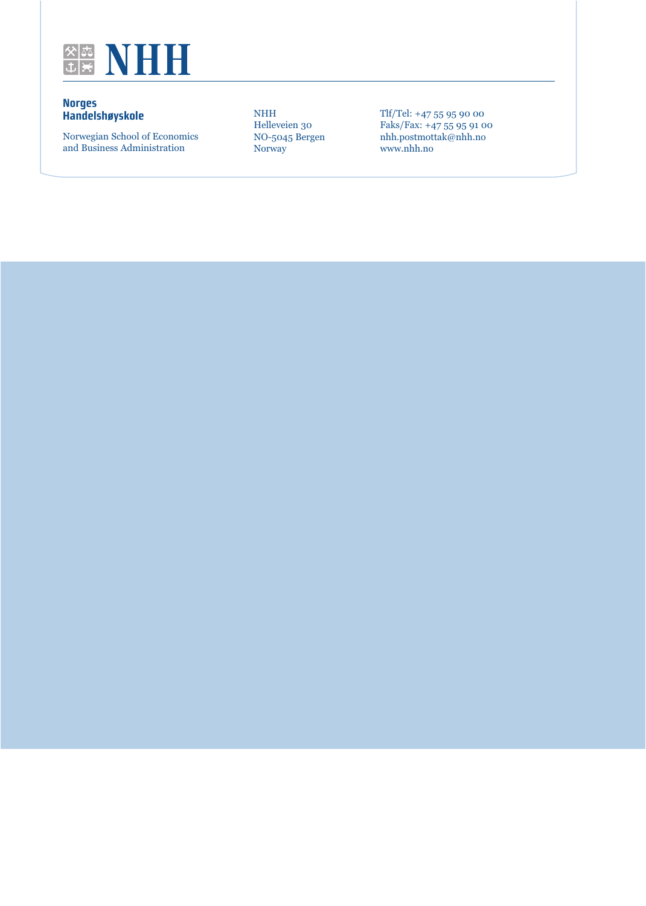# NHH

**Norges Handelshøyskole**

Norwegian School of Economics and Business Administration

NHH
Helleveien 30
NO-5045 Bergen
Norway

Tlf/Tel: +47 55 95 90 00
Faks/Fax: +47 55 95 91 00
nhh.postmottak@nhh.no
www.nhh.no